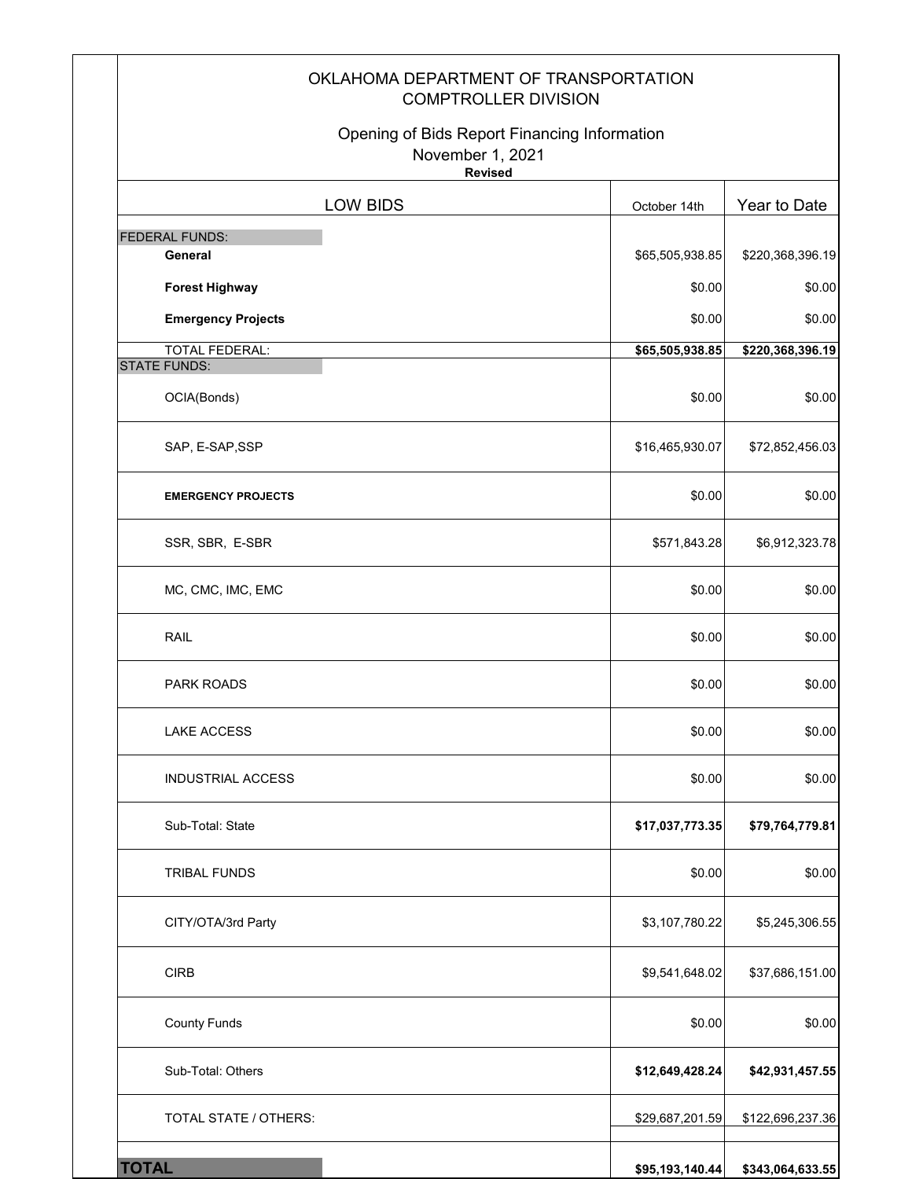# OKLAHOMA DEPARTMENT OF TRANSPORTATION
## COMPTROLLER DIVISION

### Opening of Bids Report Financing Information
November 1, 2021
**Revised**

| LOW BIDS | October 14th | Year to Date |
|---|---|---|
| FEDERAL FUNDS: | | |
| **General** | $65,505,938.85 | $220,368,396.19 |
| **Forest Highway** | $0.00 | $0.00 |
| **Emergency Projects** | $0.00 | $0.00 |
| TOTAL FEDERAL: | **$65,505,938.85** | **$220,368,396.19** |
| STATE FUNDS: | | |
| OCIA(Bonds) | $0.00 | $0.00 |
| SAP, E-SAP,SSP | $16,465,930.07 | $72,852,456.03 |
| **EMERGENCY PROJECTS** | $0.00 | $0.00 |
| SSR, SBR, E-SBR | $571,843.28 | $6,912,323.78 |
| MC, CMC, IMC, EMC | $0.00 | $0.00 |
| RAIL | $0.00 | $0.00 |
| PARK ROADS | $0.00 | $0.00 |
| LAKE ACCESS | $0.00 | $0.00 |
| INDUSTRIAL ACCESS | $0.00 | $0.00 |
| Sub-Total: State | **$17,037,773.35** | **$79,764,779.81** |
| TRIBAL FUNDS | $0.00 | $0.00 |
| CITY/OTA/3rd Party | $3,107,780.22 | $5,245,306.55 |
| CIRB | $9,541,648.02 | $37,686,151.00 |
| County Funds | $0.00 | $0.00 |
| Sub-Total: Others | **$12,649,428.24** | **$42,931,457.55** |
| TOTAL STATE / OTHERS: | $29,687,201.59 | $122,696,237.36 |
| **TOTAL** | **$95,193,140.44** | **$343,064,633.55** |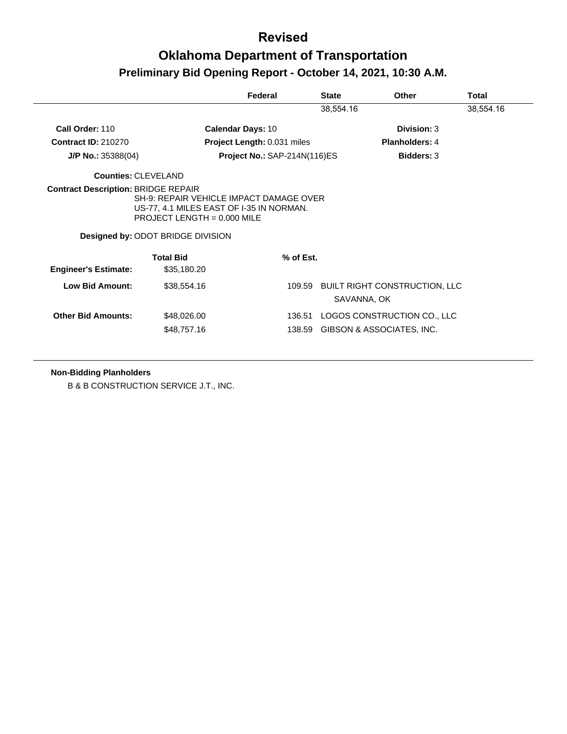# Revised

# Oklahoma Department of Transportation

## Preliminary Bid Opening Report - October 14, 2021, 10:30 A.M.

| Federal | State | Other | Total |
|---|---|---|---|
| | 38,554.16 | | 38,554.16 |

**Call Order:** 110
**Calendar Days:** 10
**Division:** 3

**Contract ID:** 210270
**Project Length:** 0.031 miles
**Planholders:** 4

**J/P No.:** 35388(04)
**Project No.:** SAP-214N(116)ES
**Bidders:** 3

**Counties:** CLEVELAND

**Contract Description:** BRIDGE REPAIR
SH-9: REPAIR VEHICLE IMPACT DAMAGE OVER US-77, 4.1 MILES EAST OF I-35 IN NORMAN.
PROJECT LENGTH = 0.000 MILE

**Designed by:** ODOT BRIDGE DIVISION

| | Total Bid | % of Est. | |
|---|---|---|---|
| **Engineer's Estimate:** | $35,180.20 | | |
| **Low Bid Amount:** | $38,554.16 | 109.59 | BUILT RIGHT CONSTRUCTION, LLC<br>SAVANNA, OK |
| **Other Bid Amounts:** | $48,026.00 | 136.51 | LOGOS CONSTRUCTION CO., LLC |
| | $48,757.16 | 138.59 | GIBSON & ASSOCIATES, INC. |

**Non-Bidding Planholders**

B & B CONSTRUCTION SERVICE J.T., INC.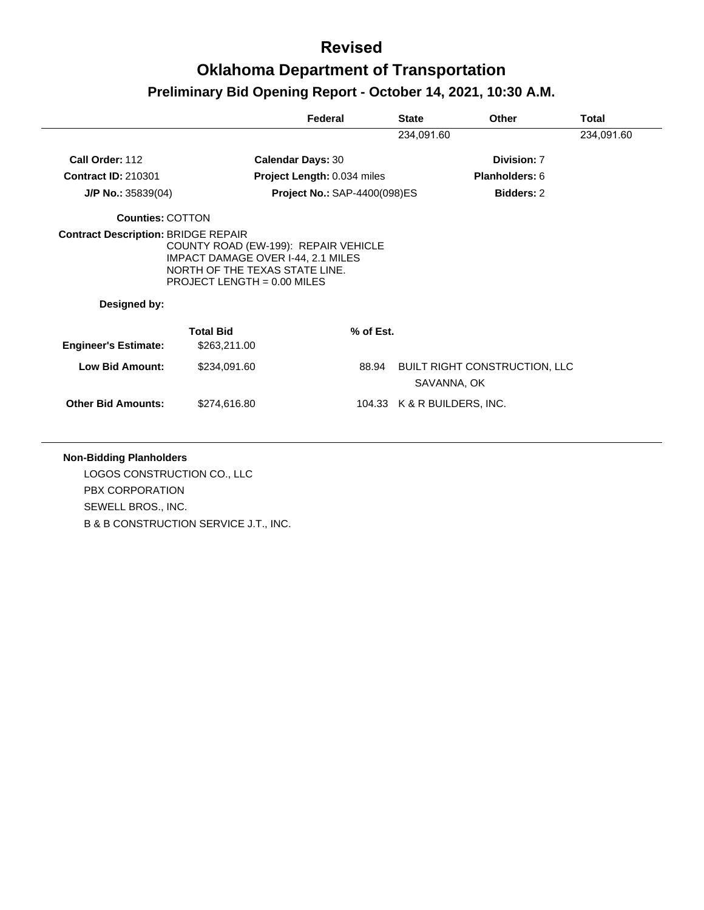# Revised

# Oklahoma Department of Transportation

## Preliminary Bid Opening Report - October 14, 2021, 10:30 A.M.

| Federal | State | Other | Total |
|---|---|---|---|
| | 234,091.60 | | 234,091.60 |

**Call Order:** 112 **Calendar Days:** 30 **Division:** 7

**Contract ID:** 210301 **Project Length:** 0.034 miles **Planholders:** 6

**J/P No.:** 35839(04) **Project No.:** SAP-4400(098)ES **Bidders:** 2

**Counties:** COTTON

**Contract Description:** BRIDGE REPAIR
COUNTY ROAD (EW-199): REPAIR VEHICLE IMPACT DAMAGE OVER I-44, 2.1 MILES NORTH OF THE TEXAS STATE LINE.
PROJECT LENGTH = 0.00 MILES

**Designed by:**

| | Total Bid | % of Est. | |
|---|---|---|---|
| **Engineer's Estimate:** | $263,211.00 | | |
| **Low Bid Amount:** | $234,091.60 | 88.94 | BUILT RIGHT CONSTRUCTION, LLC SAVANNA, OK |
| **Other Bid Amounts:** | $274,616.80 | 104.33 | K & R BUILDERS, INC. |

**Non-Bidding Planholders**

LOGOS CONSTRUCTION CO., LLC

PBX CORPORATION

SEWELL BROS., INC.

B & B CONSTRUCTION SERVICE J.T., INC.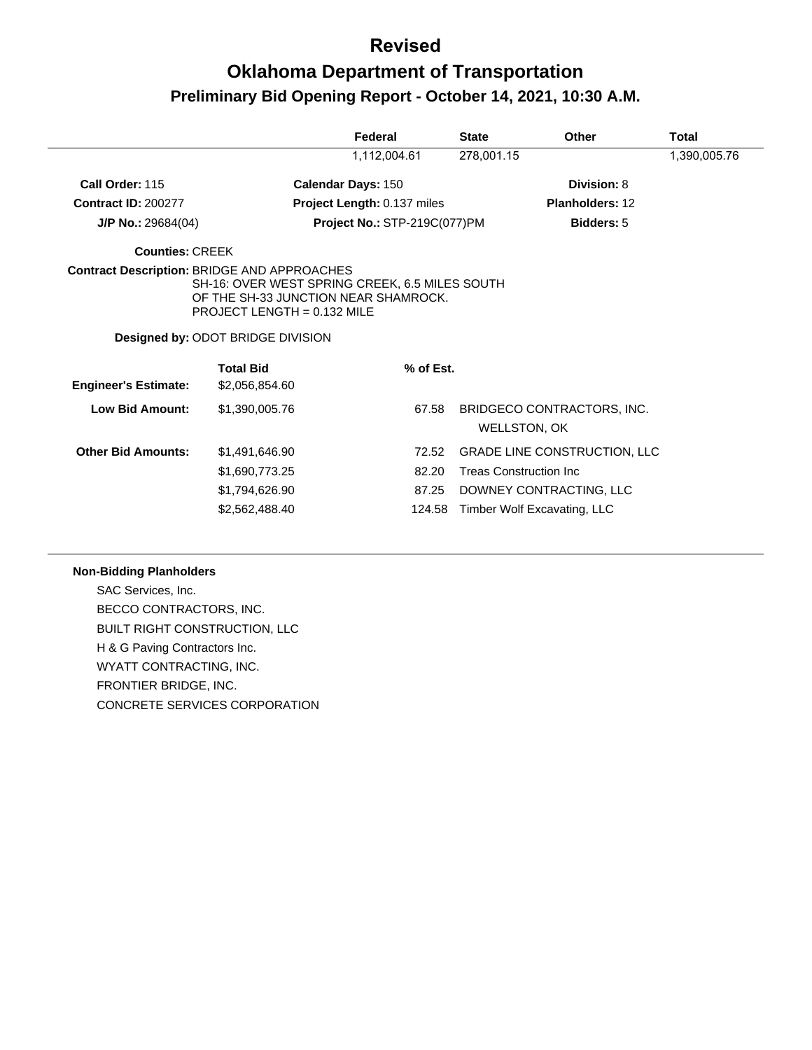# Revised

# Oklahoma Department of Transportation

## Preliminary Bid Opening Report - October 14, 2021, 10:30 A.M.

| | Federal | State | Other | Total |
|---|---|---|---|---|
| | 1,112,004.61 | 278,001.15 | | 1,390,005.76 |

**Call Order:** 115
**Calendar Days:** 150
**Division:** 8

**Contract ID:** 200277
**Project Length:** 0.137 miles
**Planholders:** 12

**J/P No.:** 29684(04)
**Project No.:** STP-219C(077)PM
**Bidders:** 5

**Counties:** CREEK

**Contract Description:** BRIDGE AND APPROACHES
SH-16: OVER WEST SPRING CREEK, 6.5 MILES SOUTH OF THE SH-33 JUNCTION NEAR SHAMROCK.
PROJECT LENGTH = 0.132 MILE

**Designed by:** ODOT BRIDGE DIVISION

| | Total Bid | % of Est. | |
|---|---|---|---|
| **Engineer's Estimate:** | $2,056,854.60 | | |
| **Low Bid Amount:** | $1,390,005.76 | 67.58 | BRIDGECO CONTRACTORS, INC. WELLSTON, OK |
| **Other Bid Amounts:** | $1,491,646.90 | 72.52 | GRADE LINE CONSTRUCTION, LLC |
| | $1,690,773.25 | 82.20 | Treas Construction Inc |
| | $1,794,626.90 | 87.25 | DOWNEY CONTRACTING, LLC |
| | $2,562,488.40 | 124.58 | Timber Wolf Excavating, LLC |

**Non-Bidding Planholders**

SAC Services, Inc.
BECCO CONTRACTORS, INC.
BUILT RIGHT CONSTRUCTION, LLC
H & G Paving Contractors Inc.
WYATT CONTRACTING, INC.
FRONTIER BRIDGE, INC.
CONCRETE SERVICES CORPORATION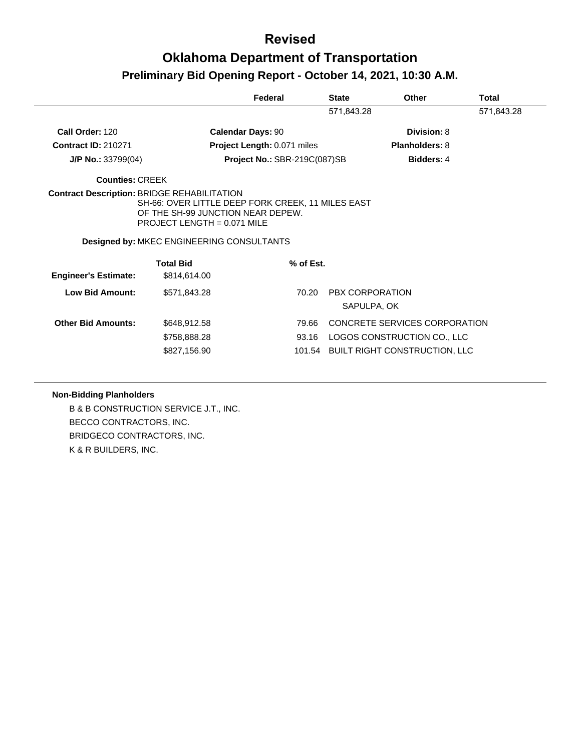# Revised

## Oklahoma Department of Transportation

### Preliminary Bid Opening Report - October 14, 2021, 10:30 A.M.

| Federal | State | Other | Total |
|---|---|---|---|
| | 571,843.28 | | 571,843.28 |

**Call Order:** 120 **Calendar Days:** 90 **Division:** 8

**Contract ID:** 210271 **Project Length:** 0.071 miles **Planholders:** 8

**J/P No.:** 33799(04) **Project No.:** SBR-219C(087)SB **Bidders:** 4

**Counties:** CREEK

**Contract Description:** BRIDGE REHABILITATION
SH-66: OVER LITTLE DEEP FORK CREEK, 11 MILES EAST OF THE SH-99 JUNCTION NEAR DEPEW.
PROJECT LENGTH = 0.071 MILE

**Designed by:** MKEC ENGINEERING CONSULTANTS

| | Total Bid | % of Est. | |
|---|---|---|---|
| **Engineer's Estimate:** | $814,614.00 | | |
| **Low Bid Amount:** | $571,843.28 | 70.20 | PBX CORPORATION<br>SAPULPA, OK |
| **Other Bid Amounts:** | $648,912.58 | 79.66 | CONCRETE SERVICES CORPORATION |
| | $758,888.28 | 93.16 | LOGOS CONSTRUCTION CO., LLC |
| | $827,156.90 | 101.54 | BUILT RIGHT CONSTRUCTION, LLC |

**Non-Bidding Planholders**

B & B CONSTRUCTION SERVICE J.T., INC.
BECCO CONTRACTORS, INC.
BRIDGECO CONTRACTORS, INC.
K & R BUILDERS, INC.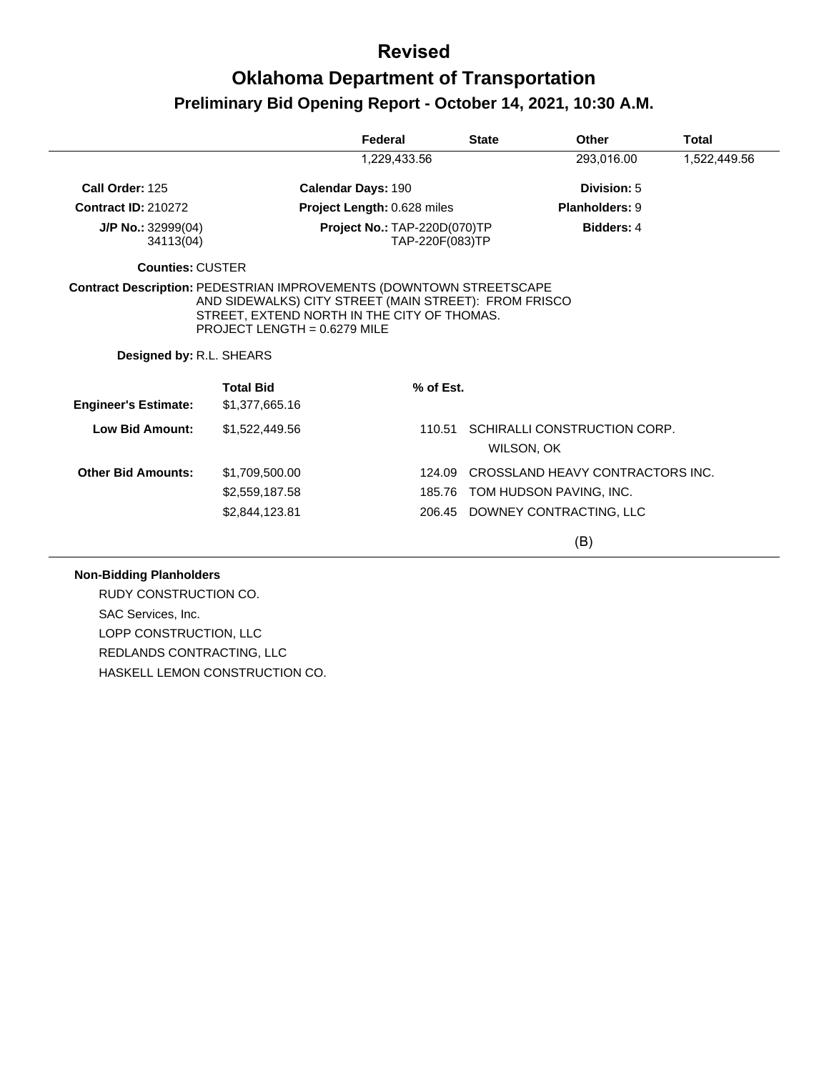# Revised

# Oklahoma Department of Transportation

## Preliminary Bid Opening Report - October 14, 2021, 10:30 A.M.

| | Federal | State | Other | Total |
|---|---|---|---|---|
| | 1,229,433.56 | | 293,016.00 | 1,522,449.56 |

**Call Order:** 125
**Calendar Days:** 190
**Division:** 5

**Contract ID:** 210272
**Project Length:** 0.628 miles
**Planholders:** 9

**J/P No.:** 32999(04)
34113(04)
**Project No.:** TAP-220D(070)TP
TAP-220F(083)TP
**Bidders:** 4

**Counties:** CUSTER

**Contract Description:** PEDESTRIAN IMPROVEMENTS (DOWNTOWN STREETSCAPE AND SIDEWALKS) CITY STREET (MAIN STREET): FROM FRISCO STREET, EXTEND NORTH IN THE CITY OF THOMAS.
PROJECT LENGTH = 0.6279 MILE

**Designed by:** R.L. SHEARS

| | Total Bid | % of Est. | |
|---|---|---|---|
| **Engineer's Estimate:** | $1,377,665.16 | | |
| **Low Bid Amount:** | $1,522,449.56 | 110.51 | SCHIRALLI CONSTRUCTION CORP.<br>WILSON, OK |
| **Other Bid Amounts:** | $1,709,500.00 | 124.09 | CROSSLAND HEAVY CONTRACTORS INC. |
| | $2,559,187.58 | 185.76 | TOM HUDSON PAVING, INC. |
| | $2,844,123.81 | 206.45 | DOWNEY CONTRACTING, LLC |

(B)

**Non-Bidding Planholders**

- RUDY CONSTRUCTION CO.
- SAC Services, Inc.
- LOPP CONSTRUCTION, LLC
- REDLANDS CONTRACTING, LLC
- HASKELL LEMON CONSTRUCTION CO.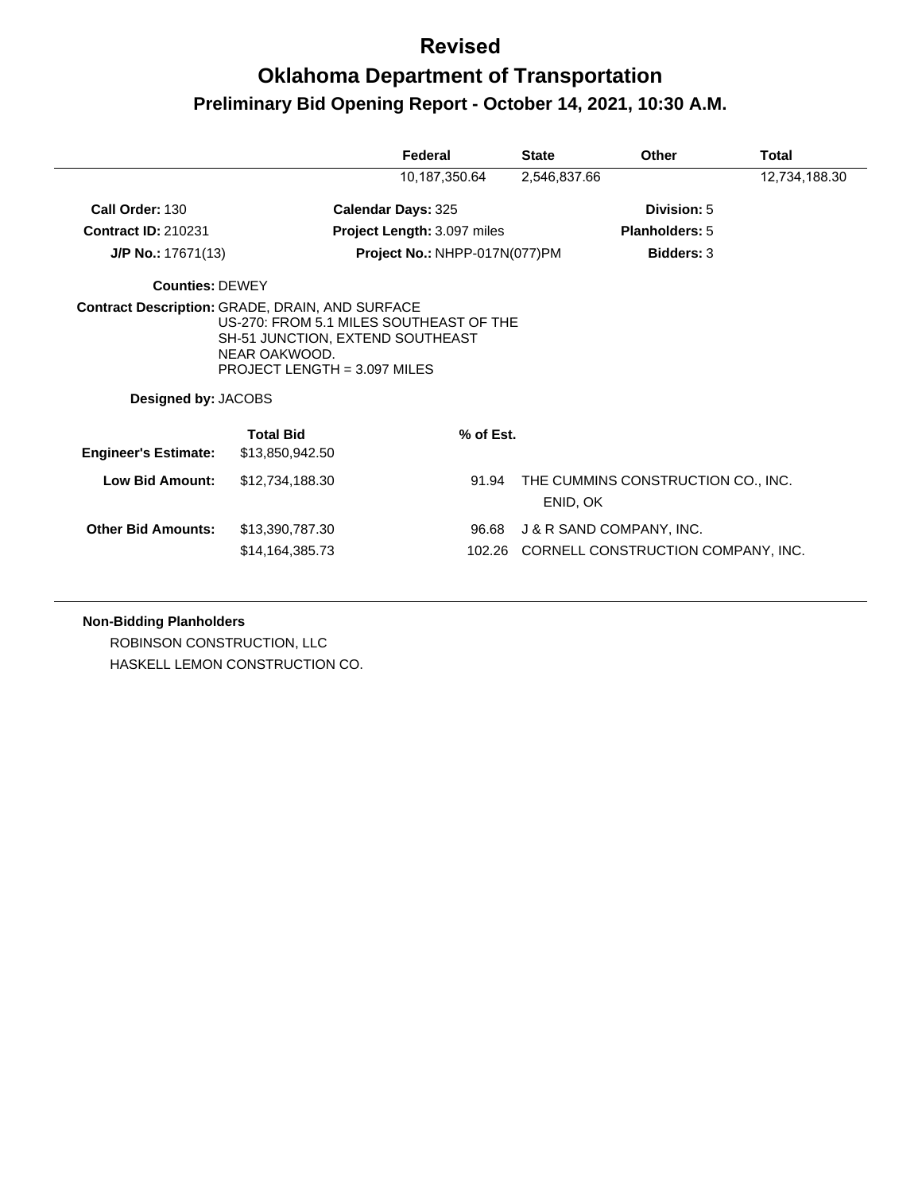# Revised

# Oklahoma Department of Transportation

## Preliminary Bid Opening Report - October 14, 2021, 10:30 A.M.

| | Federal | State | Other | Total |
|---|---|---|---|---|
| | 10,187,350.64 | 2,546,837.66 | | 12,734,188.30 |

**Call Order:** 130 **Calendar Days:** 325 **Division:** 5

**Contract ID:** 210231 **Project Length:** 3.097 miles **Planholders:** 5

**J/P No.:** 17671(13) **Project No.:** NHPP-017N(077)PM **Bidders:** 3

**Counties:** DEWEY

**Contract Description:** GRADE, DRAIN, AND SURFACE
US-270: FROM 5.1 MILES SOUTHEAST OF THE SH-51 JUNCTION, EXTEND SOUTHEAST NEAR OAKWOOD.
PROJECT LENGTH = 3.097 MILES

**Designed by:** JACOBS

| | Total Bid | % of Est. | |
|---|---|---|---|
| **Engineer's Estimate:** | $13,850,942.50 | | |
| **Low Bid Amount:** | $12,734,188.30 | 91.94 | THE CUMMINS CONSTRUCTION CO., INC. ENID, OK |
| **Other Bid Amounts:** | $13,390,787.30 | 96.68 | J & R SAND COMPANY, INC. |
| | $14,164,385.73 | 102.26 | CORNELL CONSTRUCTION COMPANY, INC. |

**Non-Bidding Planholders**

ROBINSON CONSTRUCTION, LLC

HASKELL LEMON CONSTRUCTION CO.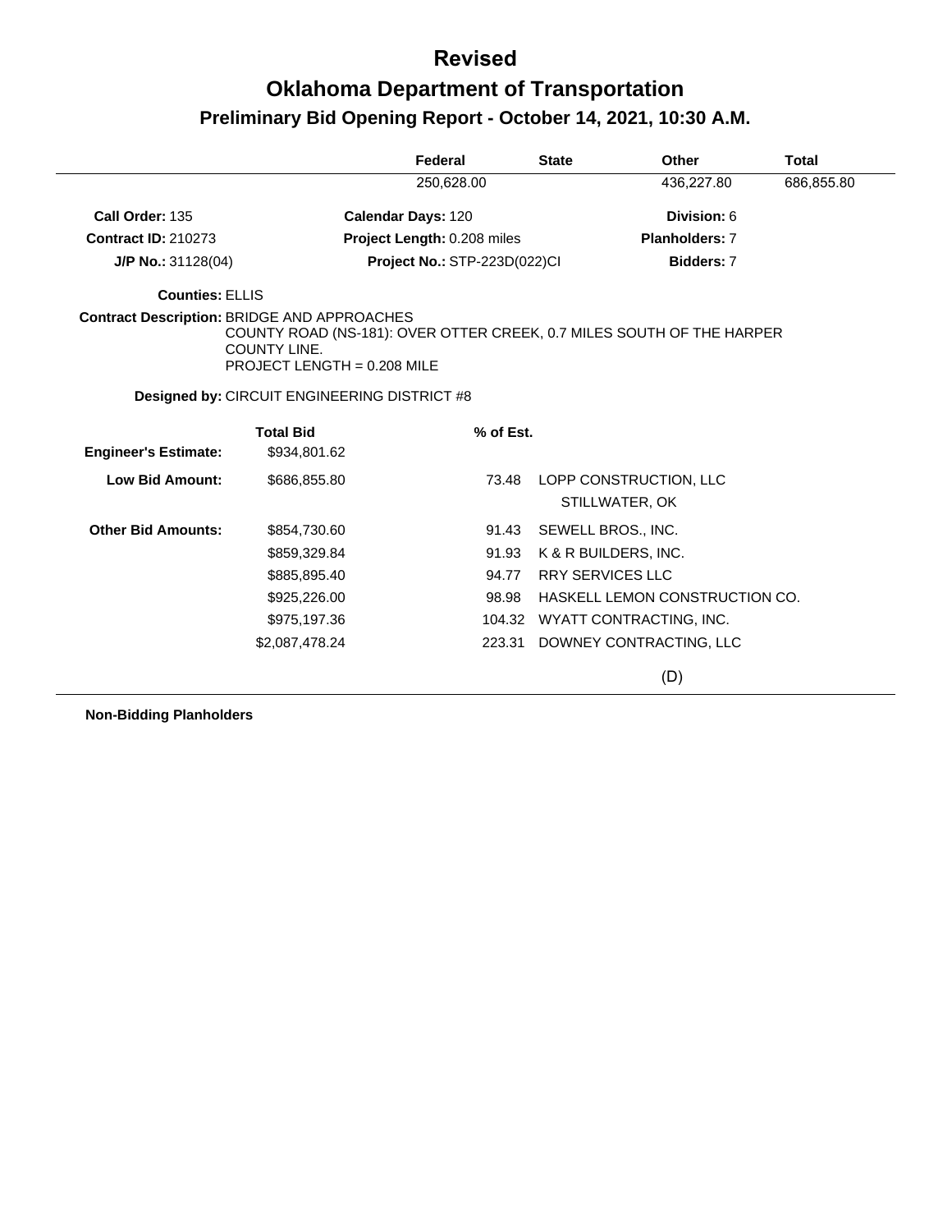# Revised

# Oklahoma Department of Transportation

## Preliminary Bid Opening Report - October 14, 2021, 10:30 A.M.

| | Federal | State | Other | Total |
|---|---|---|---|---|
| | 250,628.00 | | 436,227.80 | 686,855.80 |

**Call Order:** 135 **Calendar Days:** 120 **Division:** 6

**Contract ID:** 210273 **Project Length:** 0.208 miles **Planholders:** 7

**J/P No.:** 31128(04) **Project No.:** STP-223D(022)CI **Bidders:** 7

**Counties:** ELLIS

**Contract Description:** BRIDGE AND APPROACHES
COUNTY ROAD (NS-181): OVER OTTER CREEK, 0.7 MILES SOUTH OF THE HARPER COUNTY LINE.
PROJECT LENGTH = 0.208 MILE

**Designed by:** CIRCUIT ENGINEERING DISTRICT #8

| | Total Bid | % of Est. | |
|---|---|---|---|
| **Engineer's Estimate:** | $934,801.62 | | |
| **Low Bid Amount:** | $686,855.80 | 73.48 | LOPP CONSTRUCTION, LLC<br>STILLWATER, OK |
| **Other Bid Amounts:** | $854,730.60 | 91.43 | SEWELL BROS., INC. |
| | $859,329.84 | 91.93 | K & R BUILDERS, INC. |
| | $885,895.40 | 94.77 | RRY SERVICES LLC |
| | $925,226.00 | 98.98 | HASKELL LEMON CONSTRUCTION CO. |
| | $975,197.36 | 104.32 | WYATT CONTRACTING, INC. |
| | $2,087,478.24 | 223.31 | DOWNEY CONTRACTING, LLC |

(D)

**Non-Bidding Planholders**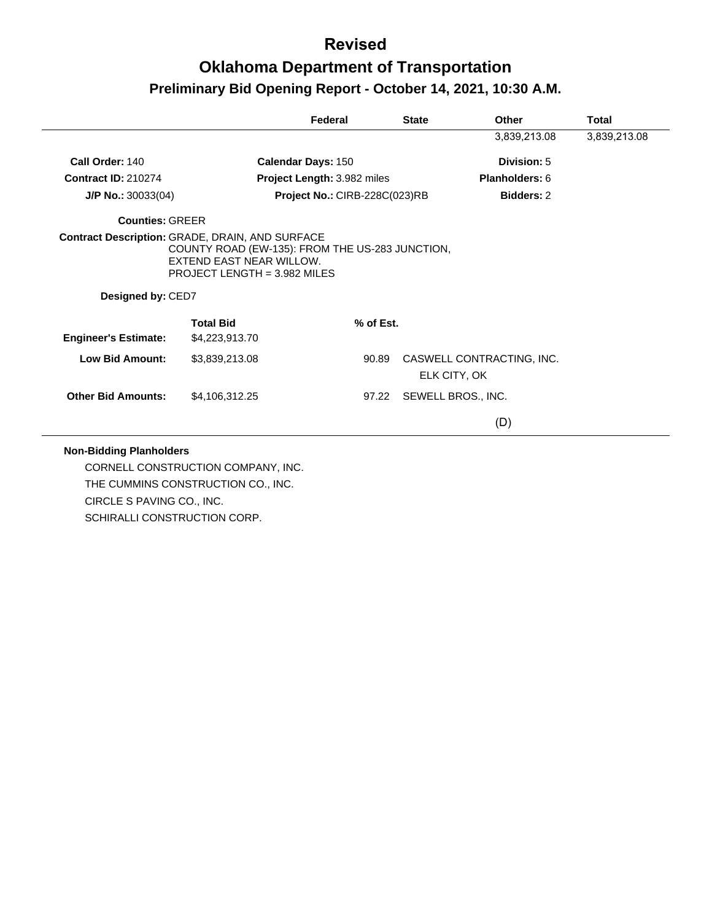# Revised

# Oklahoma Department of Transportation

## Preliminary Bid Opening Report - October 14, 2021, 10:30 A.M.

| | Federal | State | Other | Total |
|---|---|---|---|---|
| | | | 3,839,213.08 | 3,839,213.08 |

**Call Order:** 140 **Calendar Days:** 150 **Division:** 5

**Contract ID:** 210274 **Project Length:** 3.982 miles **Planholders:** 6

**J/P No.:** 30033(04) **Project No.:** CIRB-228C(023)RB **Bidders:** 2

**Counties:** GREER

**Contract Description:** GRADE, DRAIN, AND SURFACE
COUNTY ROAD (EW-135): FROM THE US-283 JUNCTION,
EXTEND EAST NEAR WILLOW.
PROJECT LENGTH = 3.982 MILES

**Designed by:** CED7

| | Total Bid | % of Est. | |
|---|---|---|---|
| **Engineer's Estimate:** | $4,223,913.70 | | |
| **Low Bid Amount:** | $3,839,213.08 | 90.89 | CASWELL CONTRACTING, INC.<br>ELK CITY, OK |
| **Other Bid Amounts:** | $4,106,312.25 | 97.22 | SEWELL BROS., INC.<br>(D) |

**Non-Bidding Planholders**

CORNELL CONSTRUCTION COMPANY, INC.
THE CUMMINS CONSTRUCTION CO., INC.
CIRCLE S PAVING CO., INC.
SCHIRALLI CONSTRUCTION CORP.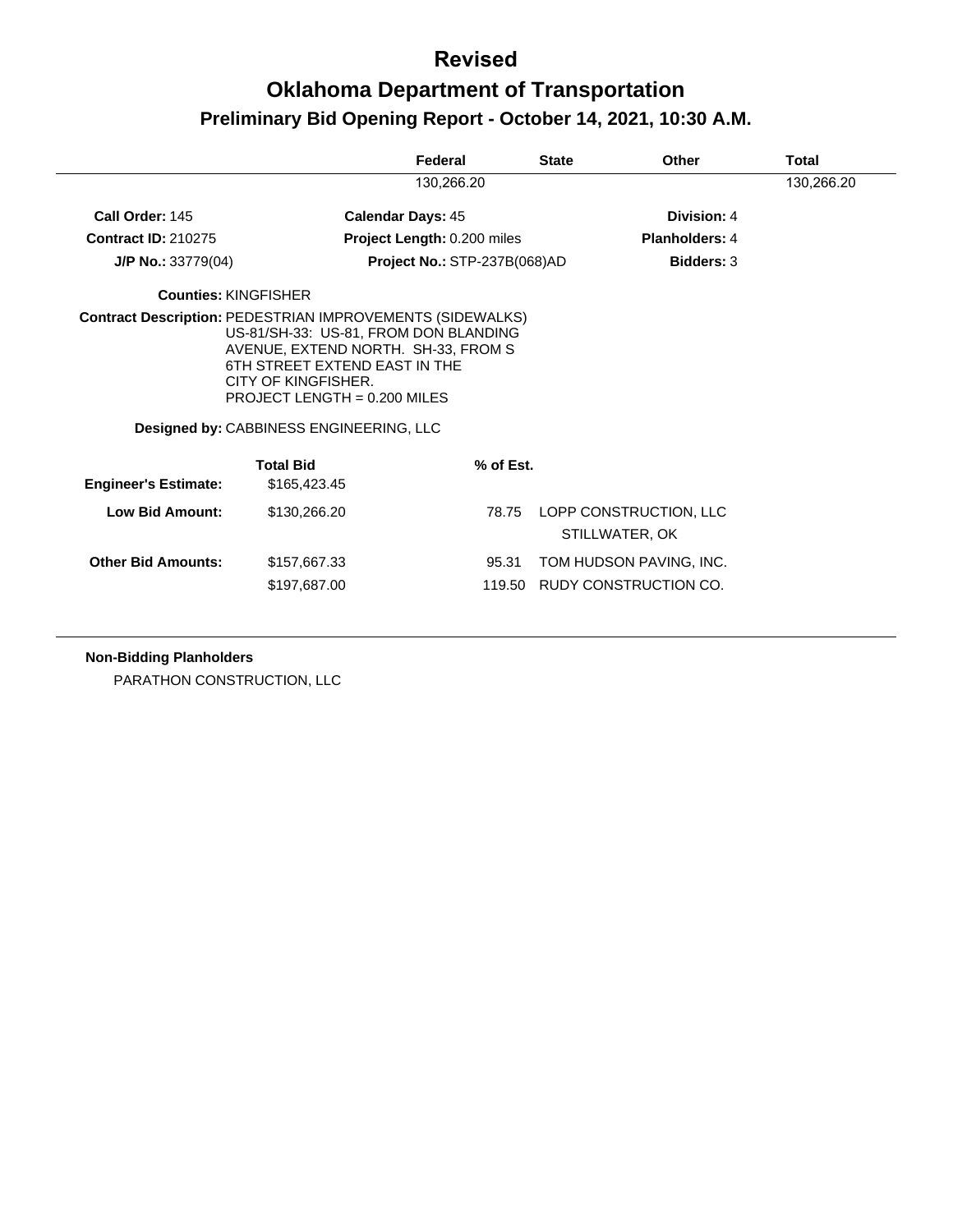# Revised

# Oklahoma Department of Transportation

## Preliminary Bid Opening Report - October 14, 2021, 10:30 A.M.

| Federal | State | Other | Total |
|---|---|---|---|
| 130,266.20 | | | 130,266.20 |

**Call Order:** 145  **Calendar Days:** 45  **Division:** 4

**Contract ID:** 210275  **Project Length:** 0.200 miles  **Planholders:** 4

**J/P No.:** 33779(04)  **Project No.:** STP-237B(068)AD  **Bidders:** 3

**Counties:** KINGFISHER

**Contract Description:** PEDESTRIAN IMPROVEMENTS (SIDEWALKS)
US-81/SH-33: US-81, FROM DON BLANDING AVENUE, EXTEND NORTH. SH-33, FROM S 6TH STREET EXTEND EAST IN THE CITY OF KINGFISHER.
PROJECT LENGTH = 0.200 MILES

**Designed by:** CABBINESS ENGINEERING, LLC

| | Total Bid | % of Est. | |
|---|---|---|---|
| **Engineer's Estimate:** | $165,423.45 | | |
| **Low Bid Amount:** | $130,266.20 | 78.75 | LOPP CONSTRUCTION, LLC<br>STILLWATER, OK |
| **Other Bid Amounts:** | $157,667.33 | 95.31 | TOM HUDSON PAVING, INC. |
| | $197,687.00 | 119.50 | RUDY CONSTRUCTION CO. |

**Non-Bidding Planholders**

PARATHON CONSTRUCTION, LLC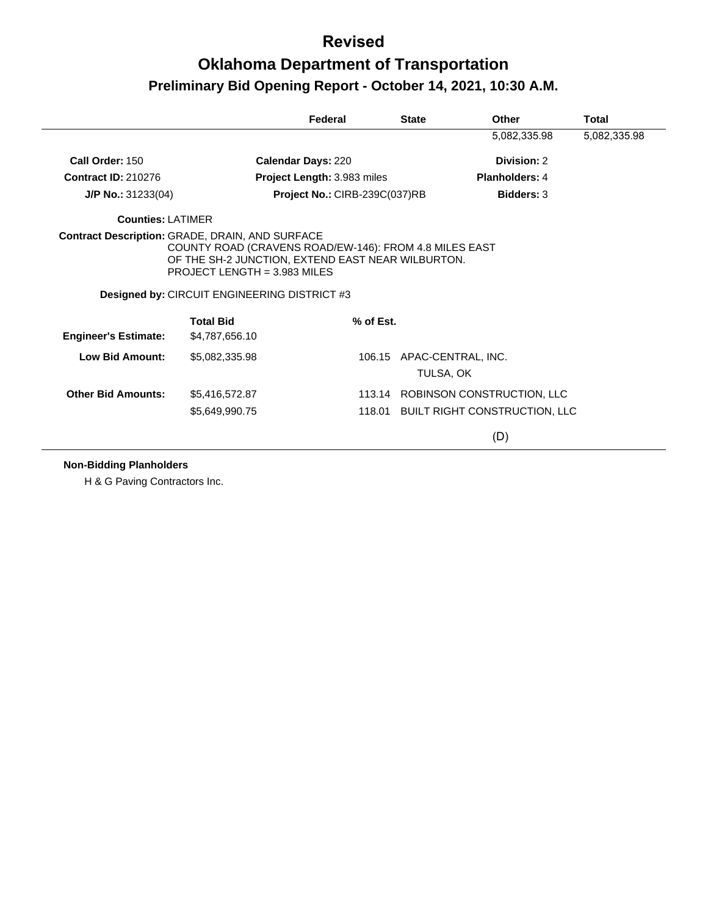# Revised

# Oklahoma Department of Transportation

## Preliminary Bid Opening Report - October 14, 2021, 10:30 A.M.

| Federal | State | Other | Total |
|---|---|---|---|
| | | 5,082,335.98 | 5,082,335.98 |

**Call Order:** 150
**Contract ID:** 210276
**J/P No.:** 31233(04)

**Calendar Days:** 220
**Project Length:** 3.983 miles
**Project No.:** CIRB-239C(037)RB

**Division:** 2
**Planholders:** 4
**Bidders:** 3

**Counties:** LATIMER

**Contract Description:** GRADE, DRAIN, AND SURFACE
COUNTY ROAD (CRAVENS ROAD/EW-146): FROM 4.8 MILES EAST OF THE SH-2 JUNCTION, EXTEND EAST NEAR WILBURTON.
PROJECT LENGTH = 3.983 MILES

**Designed by:** CIRCUIT ENGINEERING DISTRICT #3

| | Total Bid | % of Est. | |
|---|---|---|---|
| **Engineer's Estimate:** | $4,787,656.10 | | |
| **Low Bid Amount:** | $5,082,335.98 | 106.15 | APAC-CENTRAL, INC. TULSA, OK |
| **Other Bid Amounts:** | $5,416,572.87 | 113.14 | ROBINSON CONSTRUCTION, LLC |
| | $5,649,990.75 | 118.01 | BUILT RIGHT CONSTRUCTION, LLC (D) |

**Non-Bidding Planholders**

H & G Paving Contractors Inc.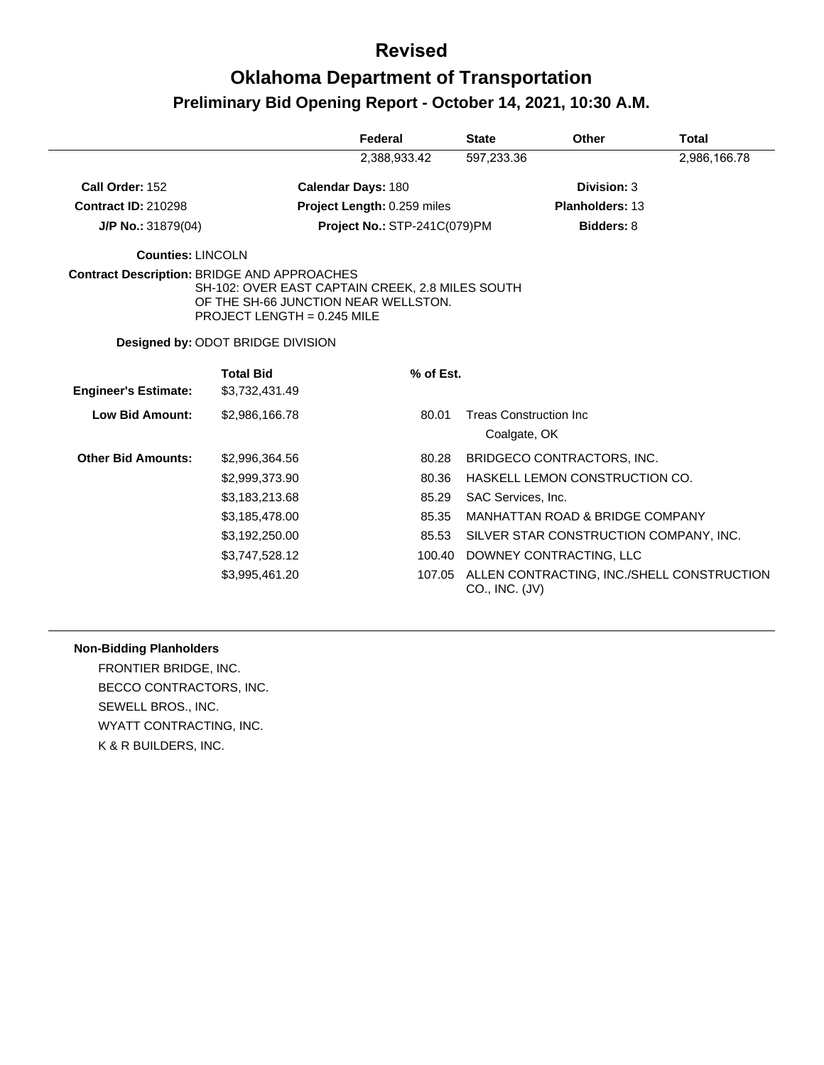# Revised

# Oklahoma Department of Transportation

## Preliminary Bid Opening Report - October 14, 2021, 10:30 A.M.

| | Federal | State | Other | Total |
|---|---|---|---|---|
| | 2,388,933.42 | 597,233.36 | | 2,986,166.78 |

**Call Order:** 152 | **Calendar Days:** 180 | **Division:** 3

**Contract ID:** 210298 | **Project Length:** 0.259 miles | **Planholders:** 13

**J/P No.:** 31879(04) | **Project No.:** STP-241C(079)PM | **Bidders:** 8

**Counties:** LINCOLN

**Contract Description:** BRIDGE AND APPROACHES
SH-102: OVER EAST CAPTAIN CREEK, 2.8 MILES SOUTH OF THE SH-66 JUNCTION NEAR WELLSTON.
PROJECT LENGTH = 0.245 MILE

**Designed by:** ODOT BRIDGE DIVISION

| | Total Bid | % of Est. | |
|---|---|---|---|
| **Engineer's Estimate:** | $3,732,431.49 | | |
| **Low Bid Amount:** | $2,986,166.78 | 80.01 | Treas Construction Inc<br>Coalgate, OK |
| **Other Bid Amounts:** | $2,996,364.56 | 80.28 | BRIDGECO CONTRACTORS, INC. |
| | $2,999,373.90 | 80.36 | HASKELL LEMON CONSTRUCTION CO. |
| | $3,183,213.68 | 85.29 | SAC Services, Inc. |
| | $3,185,478.00 | 85.35 | MANHATTAN ROAD & BRIDGE COMPANY |
| | $3,192,250.00 | 85.53 | SILVER STAR CONSTRUCTION COMPANY, INC. |
| | $3,747,528.12 | 100.40 | DOWNEY CONTRACTING, LLC |
| | $3,995,461.20 | 107.05 | ALLEN CONTRACTING, INC./SHELL CONSTRUCTION CO., INC. (JV) |

**Non-Bidding Planholders**

FRONTIER BRIDGE, INC.
BECCO CONTRACTORS, INC.
SEWELL BROS., INC.
WYATT CONTRACTING, INC.
K & R BUILDERS, INC.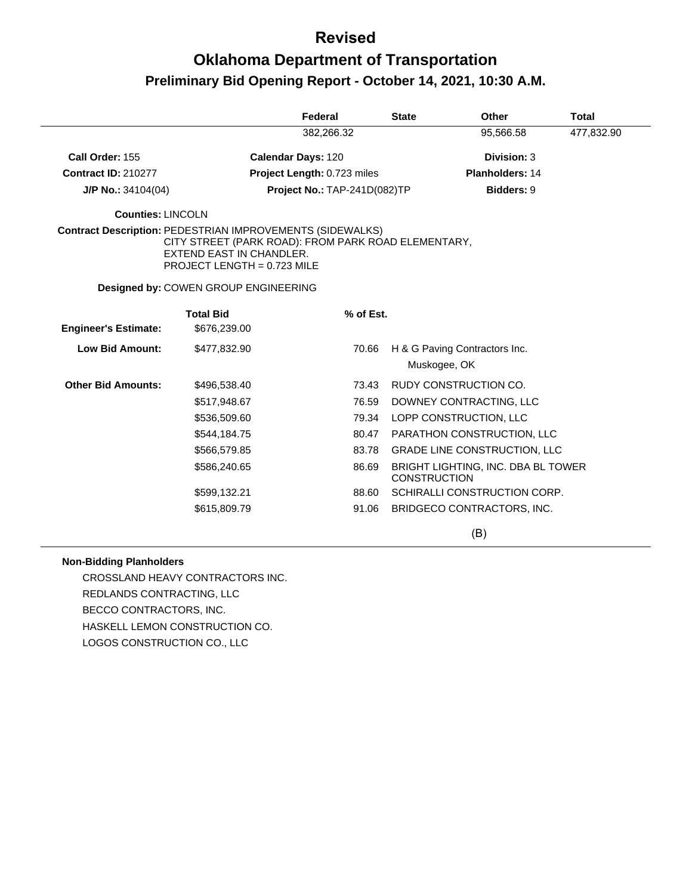# Revised

# Oklahoma Department of Transportation

## Preliminary Bid Opening Report - October 14, 2021, 10:30 A.M.

| Federal | State | Other | Total |
|---|---|---|---|
| 382,266.32 | | 95,566.58 | 477,832.90 |

**Call Order:** 155 | **Calendar Days:** 120 | **Division:** 3

**Contract ID:** 210277 | **Project Length:** 0.723 miles | **Planholders:** 14

**J/P No.:** 34104(04) | **Project No.:** TAP-241D(082)TP | **Bidders:** 9

**Counties:** LINCOLN

**Contract Description:** PEDESTRIAN IMPROVEMENTS (SIDEWALKS)
CITY STREET (PARK ROAD): FROM PARK ROAD ELEMENTARY, EXTEND EAST IN CHANDLER.
PROJECT LENGTH = 0.723 MILE

**Designed by:** COWEN GROUP ENGINEERING

| | Total Bid | % of Est. | |
|---|---|---|---|
| **Engineer's Estimate:** | $676,239.00 | | |
| **Low Bid Amount:** | $477,832.90 | 70.66 | H & G Paving Contractors Inc. Muskogee, OK |
| **Other Bid Amounts:** | $496,538.40 | 73.43 | RUDY CONSTRUCTION CO. |
| | $517,948.67 | 76.59 | DOWNEY CONTRACTING, LLC |
| | $536,509.60 | 79.34 | LOPP CONSTRUCTION, LLC |
| | $544,184.75 | 80.47 | PARATHON CONSTRUCTION, LLC |
| | $566,579.85 | 83.78 | GRADE LINE CONSTRUCTION, LLC |
| | $586,240.65 | 86.69 | BRIGHT LIGHTING, INC. DBA BL TOWER CONSTRUCTION |
| | $599,132.21 | 88.60 | SCHIRALLI CONSTRUCTION CORP. |
| | $615,809.79 | 91.06 | BRIDGECO CONTRACTORS, INC. |

(B)

**Non-Bidding Planholders**

CROSSLAND HEAVY CONTRACTORS INC.
REDLANDS CONTRACTING, LLC
BECCO CONTRACTORS, INC.
HASKELL LEMON CONSTRUCTION CO.
LOGOS CONSTRUCTION CO., LLC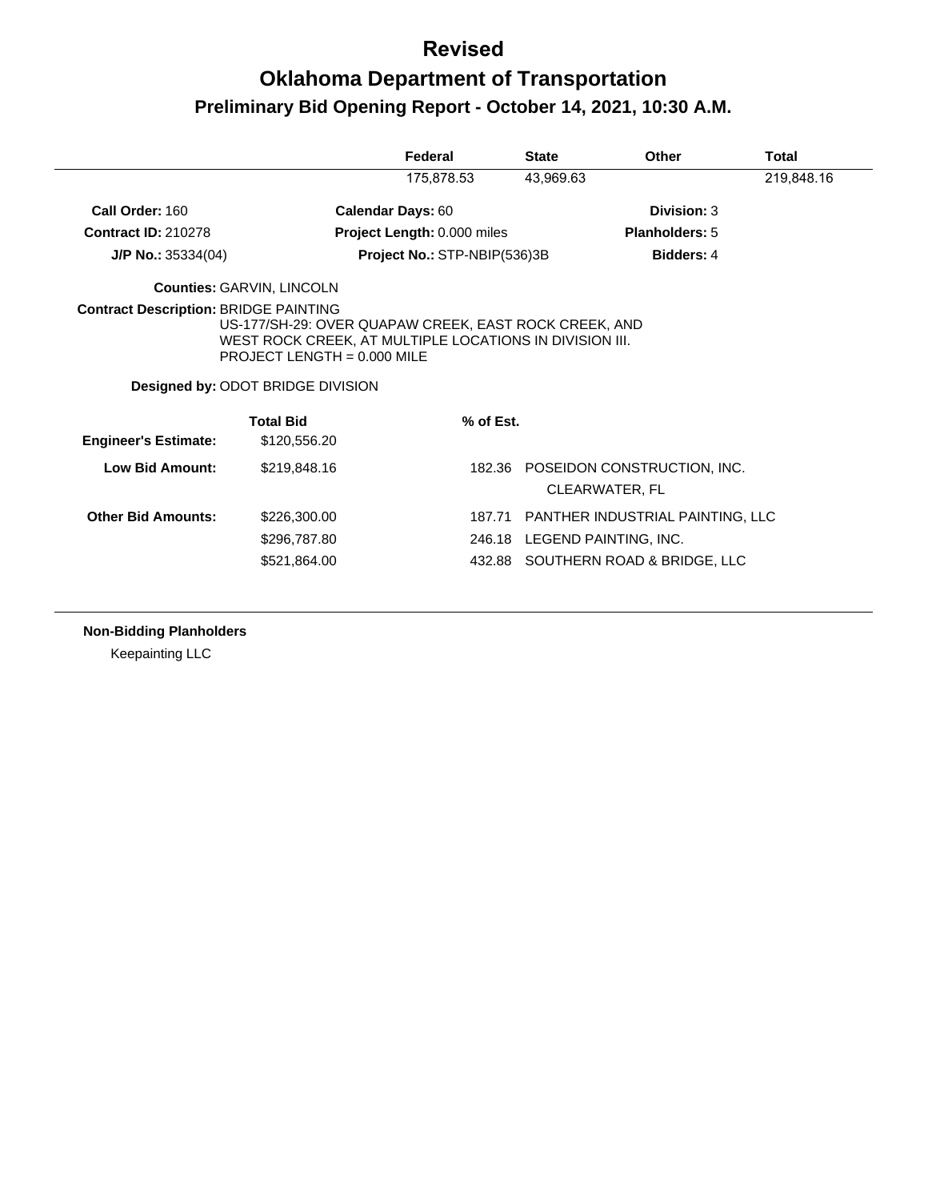# Revised

# Oklahoma Department of Transportation

## Preliminary Bid Opening Report - October 14, 2021, 10:30 A.M.

| Federal | State | Other | Total |
|---|---|---|---|
| 175,878.53 | 43,969.63 | | 219,848.16 |

**Call Order:** 160 **Calendar Days:** 60 **Division:** 3

**Contract ID:** 210278 **Project Length:** 0.000 miles **Planholders:** 5

**J/P No.:** 35334(04) **Project No.:** STP-NBIP(536)3B **Bidders:** 4

**Counties:** GARVIN, LINCOLN

**Contract Description:** BRIDGE PAINTING
US-177/SH-29: OVER QUAPAW CREEK, EAST ROCK CREEK, AND WEST ROCK CREEK, AT MULTIPLE LOCATIONS IN DIVISION III.
PROJECT LENGTH = 0.000 MILE

**Designed by:** ODOT BRIDGE DIVISION

| | Total Bid | % of Est. | |
|---|---|---|---|
| **Engineer's Estimate:** | $120,556.20 | | |
| **Low Bid Amount:** | $219,848.16 | 182.36 | POSEIDON CONSTRUCTION, INC. CLEARWATER, FL |
| **Other Bid Amounts:** | $226,300.00 | 187.71 | PANTHER INDUSTRIAL PAINTING, LLC |
| | $296,787.80 | 246.18 | LEGEND PAINTING, INC. |
| | $521,864.00 | 432.88 | SOUTHERN ROAD & BRIDGE, LLC |

**Non-Bidding Planholders**

Keepainting LLC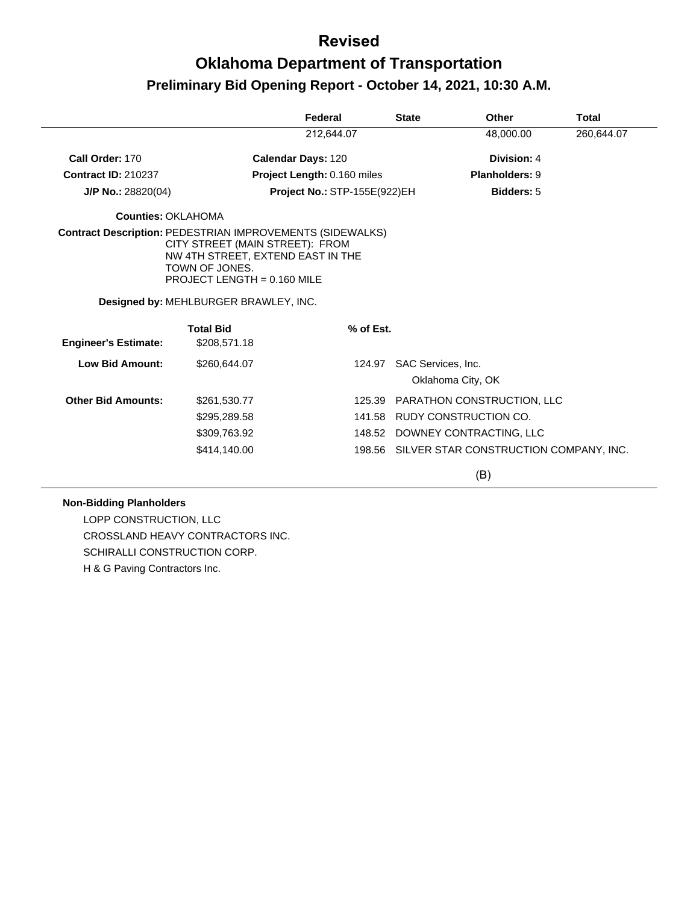# Revised

# Oklahoma Department of Transportation

## Preliminary Bid Opening Report - October 14, 2021, 10:30 A.M.

| Federal | State | Other | Total |
|---|---|---|---|
| 212,644.07 | | 48,000.00 | 260,644.07 |

**Call Order:** 170 **Calendar Days:** 120 **Division:** 4

**Contract ID:** 210237 **Project Length:** 0.160 miles **Planholders:** 9

**J/P No.:** 28820(04) **Project No.:** STP-155E(922)EH **Bidders:** 5

**Counties:** OKLAHOMA

**Contract Description:** PEDESTRIAN IMPROVEMENTS (SIDEWALKS) CITY STREET (MAIN STREET): FROM NW 4TH STREET, EXTEND EAST IN THE TOWN OF JONES.
PROJECT LENGTH = 0.160 MILE

**Designed by:** MEHLBURGER BRAWLEY, INC.

| | Total Bid | % of Est. | |
|---|---|---|---|
| **Engineer's Estimate:** | $208,571.18 | | |
| **Low Bid Amount:** | $260,644.07 | 124.97 | SAC Services, Inc.<br>Oklahoma City, OK |
| **Other Bid Amounts:** | $261,530.77 | 125.39 | PARATHON CONSTRUCTION, LLC |
| | $295,289.58 | 141.58 | RUDY CONSTRUCTION CO. |
| | $309,763.92 | 148.52 | DOWNEY CONTRACTING, LLC |
| | $414,140.00 | 198.56 | SILVER STAR CONSTRUCTION COMPANY, INC. |

(B)

**Non-Bidding Planholders**

LOPP CONSTRUCTION, LLC

CROSSLAND HEAVY CONTRACTORS INC.

SCHIRALLI CONSTRUCTION CORP.

H & G Paving Contractors Inc.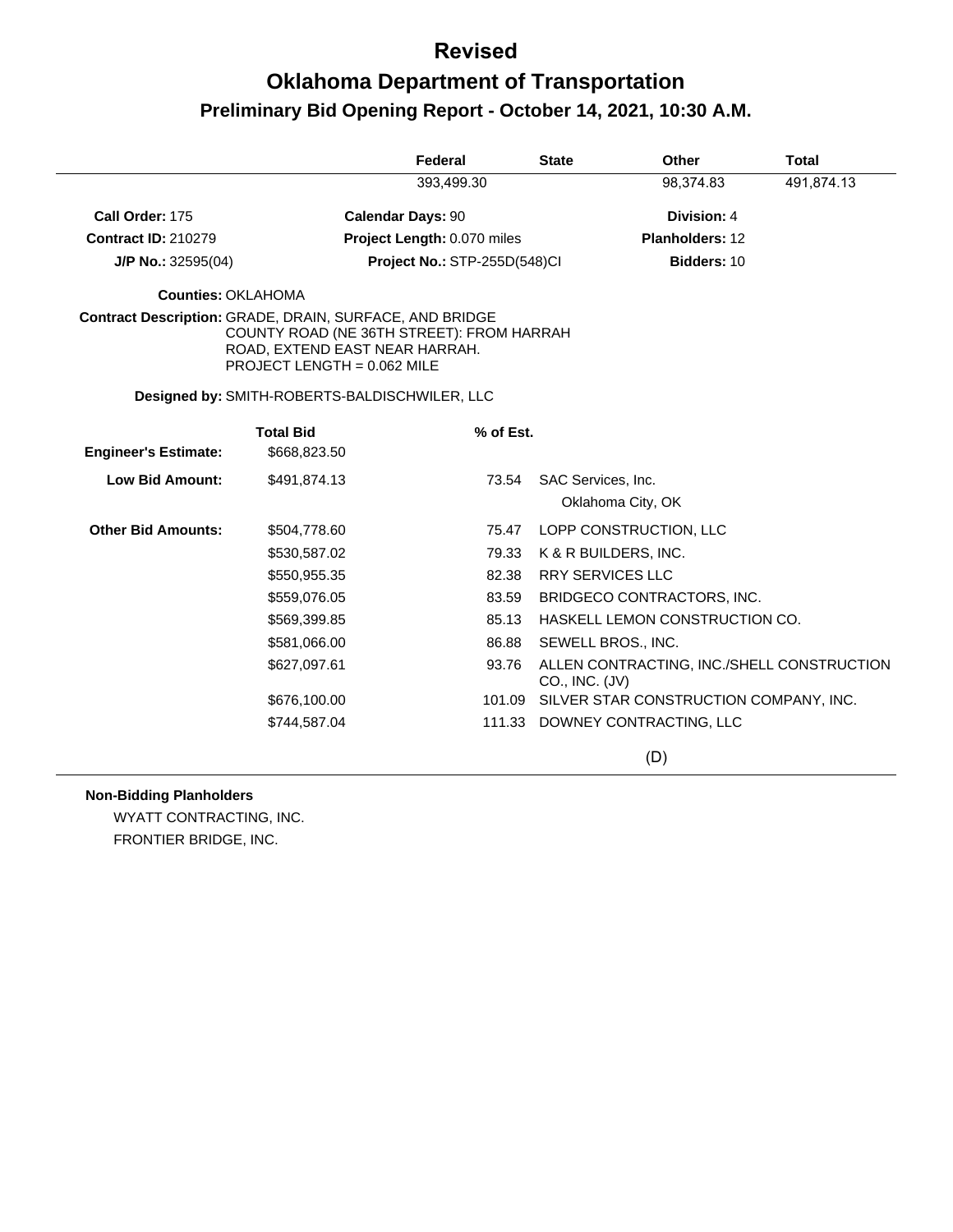# Revised

# Oklahoma Department of Transportation

## Preliminary Bid Opening Report - October 14, 2021, 10:30 A.M.

| Federal | State | Other | Total |
|---|---|---|---|
| 393,499.30 | | 98,374.83 | 491,874.13 |

**Call Order:** 175 **Calendar Days:** 90 **Division:** 4

**Contract ID:** 210279 **Project Length:** 0.070 miles **Planholders:** 12

**J/P No.:** 32595(04) **Project No.:** STP-255D(548)CI **Bidders:** 10

**Counties:** OKLAHOMA

**Contract Description:** GRADE, DRAIN, SURFACE, AND BRIDGE
COUNTY ROAD (NE 36TH STREET): FROM HARRAH ROAD, EXTEND EAST NEAR HARRAH.
PROJECT LENGTH = 0.062 MILE

**Designed by:** SMITH-ROBERTS-BALDISCHWILER, LLC

| | Total Bid | % of Est. | |
|---|---|---|---|
| **Engineer's Estimate:** | $668,823.50 | | |
| **Low Bid Amount:** | $491,874.13 | 73.54 | SAC Services, Inc. Oklahoma City, OK |
| **Other Bid Amounts:** | $504,778.60 | 75.47 | LOPP CONSTRUCTION, LLC |
| | $530,587.02 | 79.33 | K & R BUILDERS, INC. |
| | $550,955.35 | 82.38 | RRY SERVICES LLC |
| | $559,076.05 | 83.59 | BRIDGECO CONTRACTORS, INC. |
| | $569,399.85 | 85.13 | HASKELL LEMON CONSTRUCTION CO. |
| | $581,066.00 | 86.88 | SEWELL BROS., INC. |
| | $627,097.61 | 93.76 | ALLEN CONTRACTING, INC./SHELL CONSTRUCTION CO., INC. (JV) |
| | $676,100.00 | 101.09 | SILVER STAR CONSTRUCTION COMPANY, INC. |
| | $744,587.04 | 111.33 | DOWNEY CONTRACTING, LLC |

(D)

**Non-Bidding Planholders**

WYATT CONTRACTING, INC.

FRONTIER BRIDGE, INC.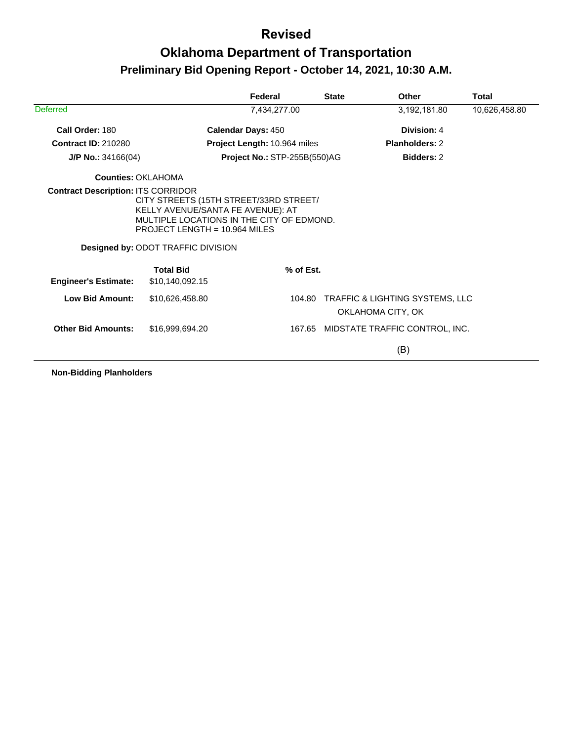# Revised

# Oklahoma Department of Transportation

## Preliminary Bid Opening Report - October 14, 2021, 10:30 A.M.

| | Federal | State | Other | Total |
|---|---|---|---|---|
| Deferred | 7,434,277.00 | | 3,192,181.80 | 10,626,458.80 |

**Call Order:** 180 | **Calendar Days:** 450 | **Division:** 4

**Contract ID:** 210280 | **Project Length:** 10.964 miles | **Planholders:** 2

**J/P No.:** 34166(04) | **Project No.:** STP-255B(550)AG | **Bidders:** 2

**Counties:** OKLAHOMA

**Contract Description:** ITS CORRIDOR
CITY STREETS (15TH STREET/33RD STREET/
KELLY AVENUE/SANTA FE AVENUE): AT
MULTIPLE LOCATIONS IN THE CITY OF EDMOND.
PROJECT LENGTH = 10.964 MILES

**Designed by:** ODOT TRAFFIC DIVISION

| | Total Bid | % of Est. | |
|---|---|---|---|
| **Engineer's Estimate:** | $10,140,092.15 | | |
| **Low Bid Amount:** | $10,626,458.80 | 104.80 | TRAFFIC & LIGHTING SYSTEMS, LLC<br>OKLAHOMA CITY, OK |
| **Other Bid Amounts:** | $16,999,694.20 | 167.65 | MIDSTATE TRAFFIC CONTROL, INC.<br>(B) |

**Non-Bidding Planholders**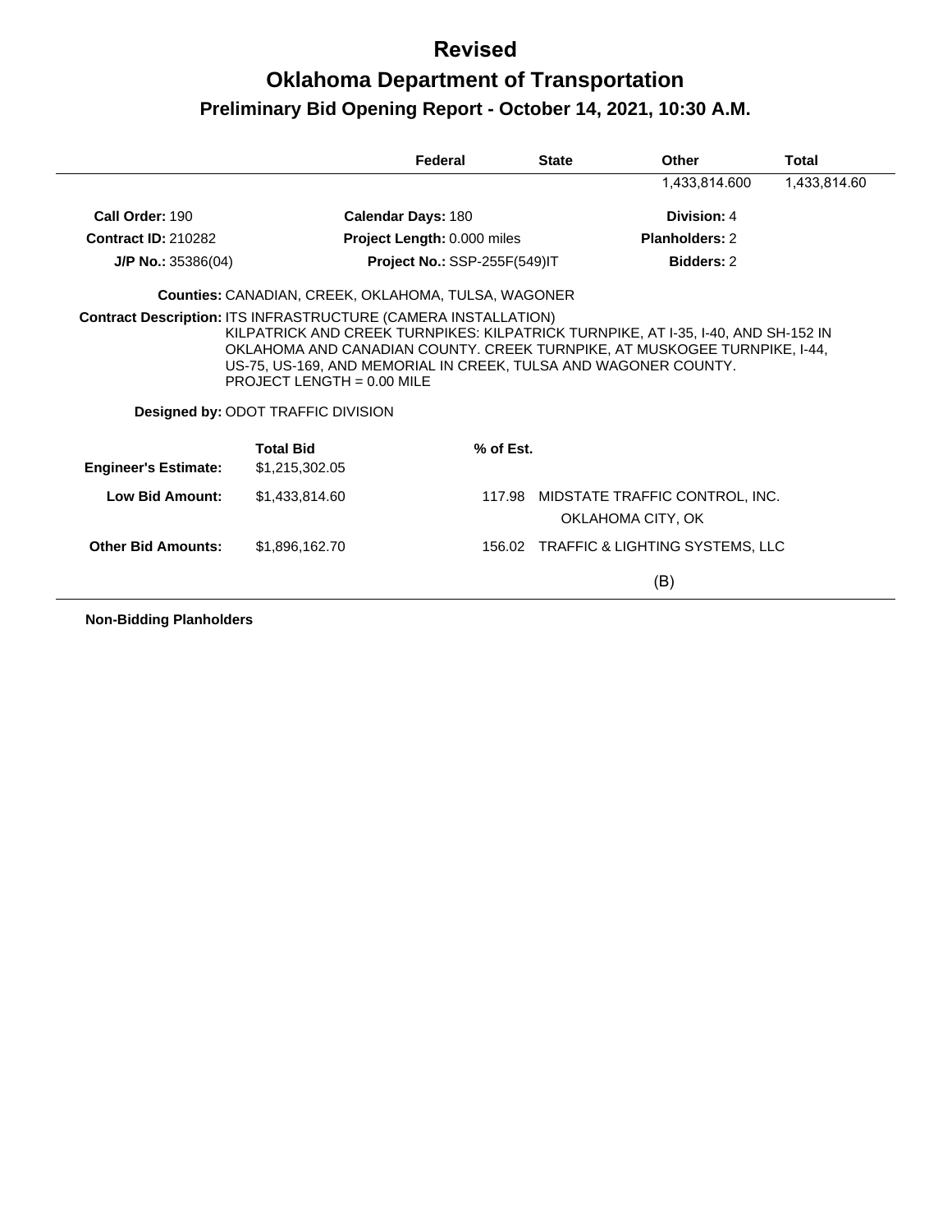# Revised

# Oklahoma Department of Transportation

## Preliminary Bid Opening Report - October 14, 2021, 10:30 A.M.

| | Federal | State | Other | Total |
|---|---|---|---|---|
| | | | 1,433,814.600 | 1,433,814.60 |

**Call Order:** 190 **Calendar Days:** 180 **Division:** 4

**Contract ID:** 210282 **Project Length:** 0.000 miles **Planholders:** 2

**J/P No.:** 35386(04) **Project No.:** SSP-255F(549)IT **Bidders:** 2

**Counties:** CANADIAN, CREEK, OKLAHOMA, TULSA, WAGONER

**Contract Description:** ITS INFRASTRUCTURE (CAMERA INSTALLATION)
KILPATRICK AND CREEK TURNPIKES: KILPATRICK TURNPIKE, AT I-35, I-40, AND SH-152 IN OKLAHOMA AND CANADIAN COUNTY. CREEK TURNPIKE, AT MUSKOGEE TURNPIKE, I-44, US-75, US-169, AND MEMORIAL IN CREEK, TULSA AND WAGONER COUNTY.
PROJECT LENGTH = 0.00 MILE

**Designed by:** ODOT TRAFFIC DIVISION

| | Total Bid | % of Est. | |
|---|---|---|---|
| **Engineer's Estimate:** | $1,215,302.05 | | |
| **Low Bid Amount:** | $1,433,814.60 | 117.98 | MIDSTATE TRAFFIC CONTROL, INC.<br>OKLAHOMA CITY, OK |
| **Other Bid Amounts:** | $1,896,162.70 | 156.02 | TRAFFIC & LIGHTING SYSTEMS, LLC<br>(B) |

**Non-Bidding Planholders**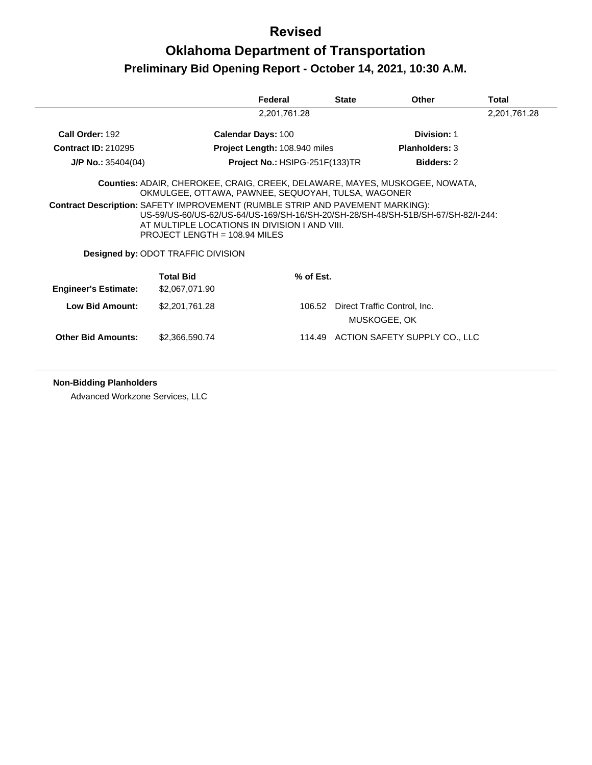# Revised

# Oklahoma Department of Transportation

## Preliminary Bid Opening Report - October 14, 2021, 10:30 A.M.

| | Federal | State | Other | Total |
|---|---|---|---|---|
| | 2,201,761.28 | | | 2,201,761.28 |

**Call Order:** 192 | **Calendar Days:** 100 | **Division:** 1

**Contract ID:** 210295 | **Project Length:** 108.940 miles | **Planholders:** 3

**J/P No.:** 35404(04) | **Project No.:** HSIPG-251F(133)TR | **Bidders:** 2

**Counties:** ADAIR, CHEROKEE, CRAIG, CREEK, DELAWARE, MAYES, MUSKOGEE, NOWATA, OKMULGEE, OTTAWA, PAWNEE, SEQUOYAH, TULSA, WAGONER

**Contract Description:** SAFETY IMPROVEMENT (RUMBLE STRIP AND PAVEMENT MARKING): US-59/US-60/US-62/US-64/US-169/SH-16/SH-20/SH-28/SH-48/SH-51B/SH-67/SH-82/I-244: AT MULTIPLE LOCATIONS IN DIVISION I AND VIII.
PROJECT LENGTH = 108.94 MILES

**Designed by:** ODOT TRAFFIC DIVISION

| | Total Bid | % of Est. | |
|---|---|---|---|
| **Engineer's Estimate:** | $2,067,071.90 | | |
| **Low Bid Amount:** | $2,201,761.28 | 106.52 | Direct Traffic Control, Inc.<br>MUSKOGEE, OK |
| **Other Bid Amounts:** | $2,366,590.74 | 114.49 | ACTION SAFETY SUPPLY CO., LLC |

**Non-Bidding Planholders**

Advanced Workzone Services, LLC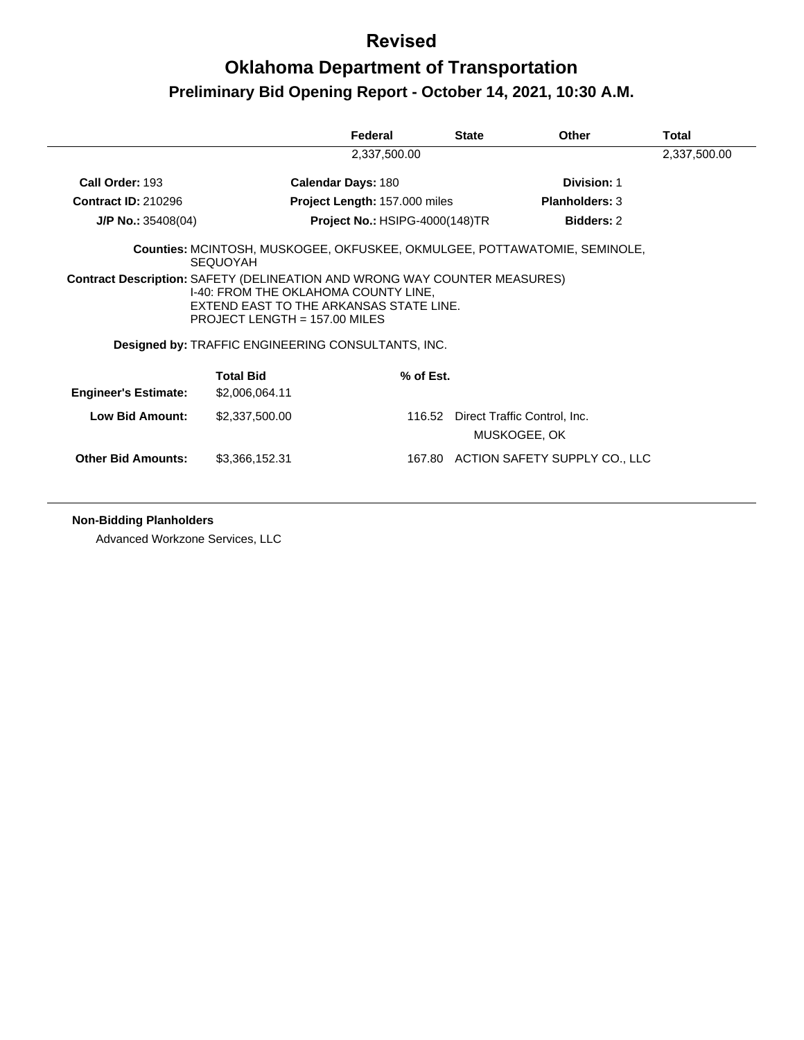# Revised

# Oklahoma Department of Transportation

## Preliminary Bid Opening Report - October 14, 2021, 10:30 A.M.

| | Federal | State | Other | Total |
|---|---|---|---|---|
| | 2,337,500.00 | | | 2,337,500.00 |

**Call Order:** 193 | **Calendar Days:** 180 | **Division:** 1

**Contract ID:** 210296 | **Project Length:** 157.000 miles | **Planholders:** 3

**J/P No.:** 35408(04) | **Project No.:** HSIPG-4000(148)TR | **Bidders:** 2

**Counties:** MCINTOSH, MUSKOGEE, OKFUSKEE, OKMULGEE, POTTAWATOMIE, SEMINOLE, SEQUOYAH

**Contract Description:** SAFETY (DELINEATION AND WRONG WAY COUNTER MEASURES)
I-40: FROM THE OKLAHOMA COUNTY LINE,
EXTEND EAST TO THE ARKANSAS STATE LINE.
PROJECT LENGTH = 157.00 MILES

**Designed by:** TRAFFIC ENGINEERING CONSULTANTS, INC.

| | Total Bid | % of Est. | |
|---|---|---|---|
| **Engineer's Estimate:** | $2,006,064.11 | | |
| **Low Bid Amount:** | $2,337,500.00 | 116.52 | Direct Traffic Control, Inc. MUSKOGEE, OK |
| **Other Bid Amounts:** | $3,366,152.31 | 167.80 | ACTION SAFETY SUPPLY CO., LLC |

**Non-Bidding Planholders**

Advanced Workzone Services, LLC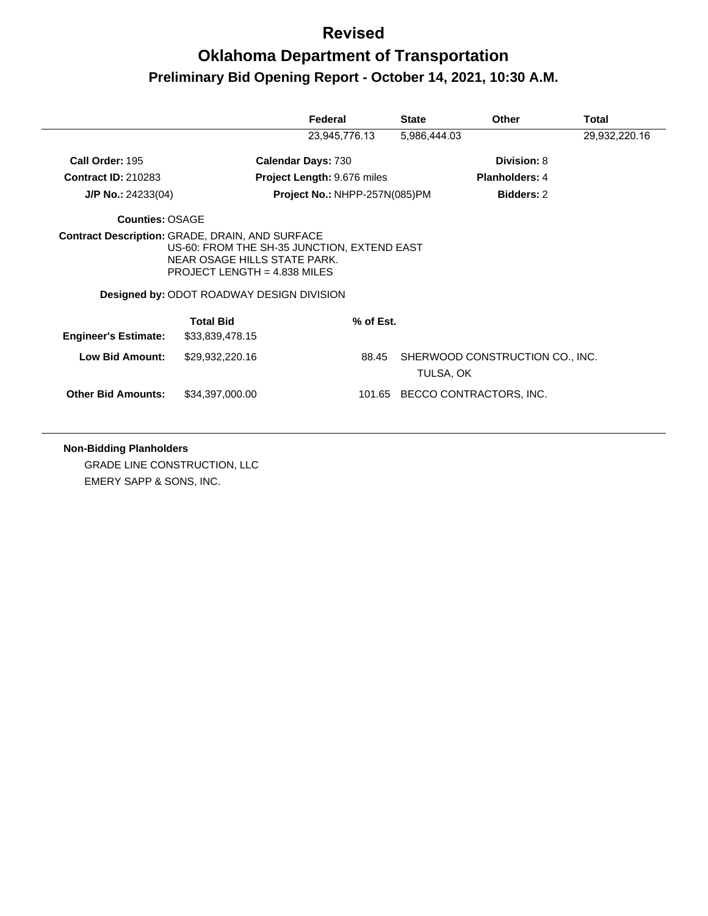# Revised

# Oklahoma Department of Transportation

## Preliminary Bid Opening Report - October 14, 2021, 10:30 A.M.

| Federal | State | Other | Total |
|---|---|---|---|
| 23,945,776.13 | 5,986,444.03 | | 29,932,220.16 |

**Call Order:** 195
**Calendar Days:** 730
**Division:** 8

**Contract ID:** 210283
**Project Length:** 9.676 miles
**Planholders:** 4

**J/P No.:** 24233(04)
**Project No.:** NHPP-257N(085)PM
**Bidders:** 2

**Counties:** OSAGE

**Contract Description:** GRADE, DRAIN, AND SURFACE
US-60: FROM THE SH-35 JUNCTION, EXTEND EAST
NEAR OSAGE HILLS STATE PARK.
PROJECT LENGTH = 4.838 MILES

**Designed by:** ODOT ROADWAY DESIGN DIVISION

| | Total Bid | % of Est. | |
|---|---|---|---|
| **Engineer's Estimate:** | $33,839,478.15 | | |
| **Low Bid Amount:** | $29,932,220.16 | 88.45 | SHERWOOD CONSTRUCTION CO., INC.<br>TULSA, OK |
| **Other Bid Amounts:** | $34,397,000.00 | 101.65 | BECCO CONTRACTORS, INC. |

**Non-Bidding Planholders**

GRADE LINE CONSTRUCTION, LLC
EMERY SAPP & SONS, INC.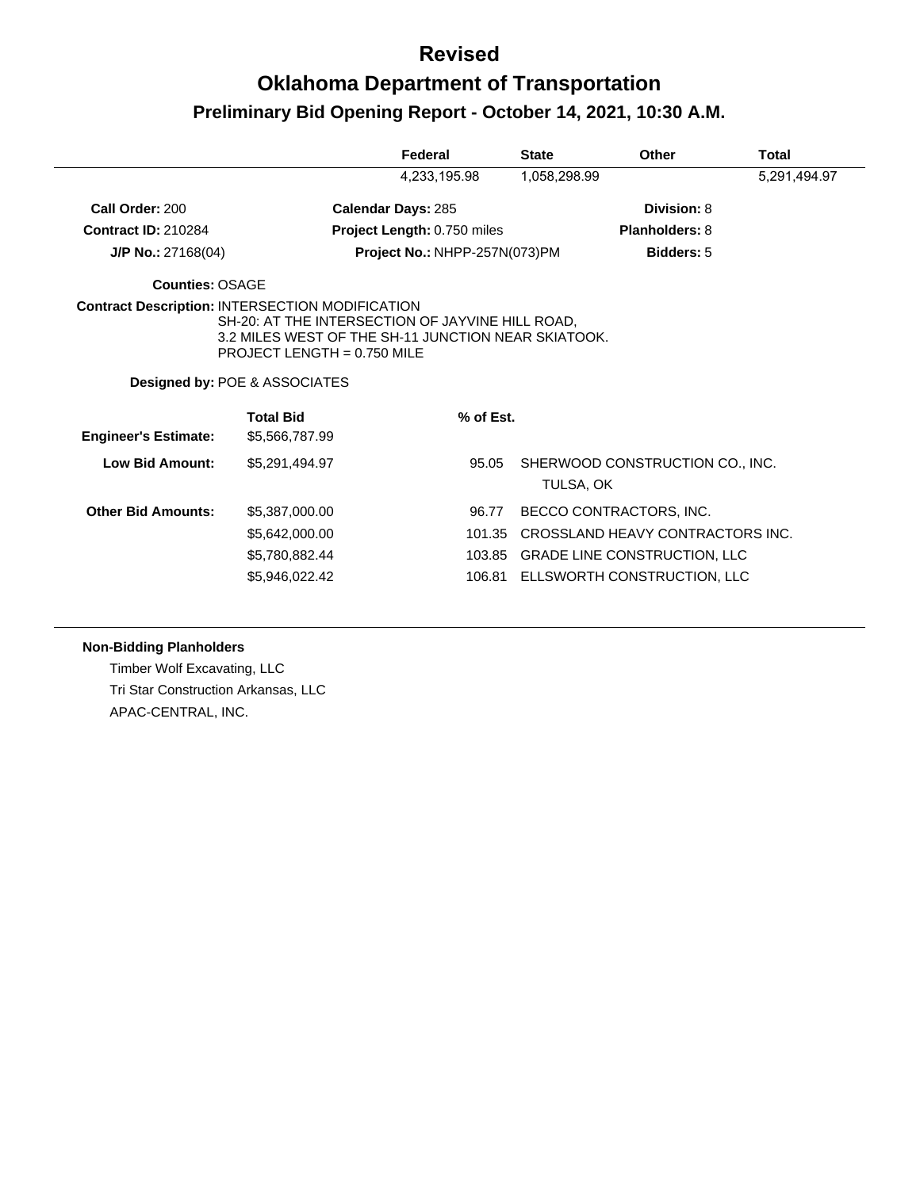# Revised

# Oklahoma Department of Transportation

## Preliminary Bid Opening Report - October 14, 2021, 10:30 A.M.

| | Federal | State | Other | Total |
|---|---|---|---|---|
| | 4,233,195.98 | 1,058,298.99 | | 5,291,494.97 |

**Call Order:** 200 **Calendar Days:** 285 **Division:** 8

**Contract ID:** 210284 **Project Length:** 0.750 miles **Planholders:** 8

**J/P No.:** 27168(04) **Project No.:** NHPP-257N(073)PM **Bidders:** 5

**Counties:** OSAGE

**Contract Description:** INTERSECTION MODIFICATION
SH-20: AT THE INTERSECTION OF JAYVINE HILL ROAD,
3.2 MILES WEST OF THE SH-11 JUNCTION NEAR SKIATOOK.
PROJECT LENGTH = 0.750 MILE

**Designed by:** POE & ASSOCIATES

| | Total Bid | % of Est. | |
|---|---|---|---|
| **Engineer's Estimate:** | $5,566,787.99 | | |
| **Low Bid Amount:** | $5,291,494.97 | 95.05 | SHERWOOD CONSTRUCTION CO., INC. TULSA, OK |
| **Other Bid Amounts:** | $5,387,000.00 | 96.77 | BECCO CONTRACTORS, INC. |
| | $5,642,000.00 | 101.35 | CROSSLAND HEAVY CONTRACTORS INC. |
| | $5,780,882.44 | 103.85 | GRADE LINE CONSTRUCTION, LLC |
| | $5,946,022.42 | 106.81 | ELLSWORTH CONSTRUCTION, LLC |

**Non-Bidding Planholders**

Timber Wolf Excavating, LLC

Tri Star Construction Arkansas, LLC

APAC-CENTRAL, INC.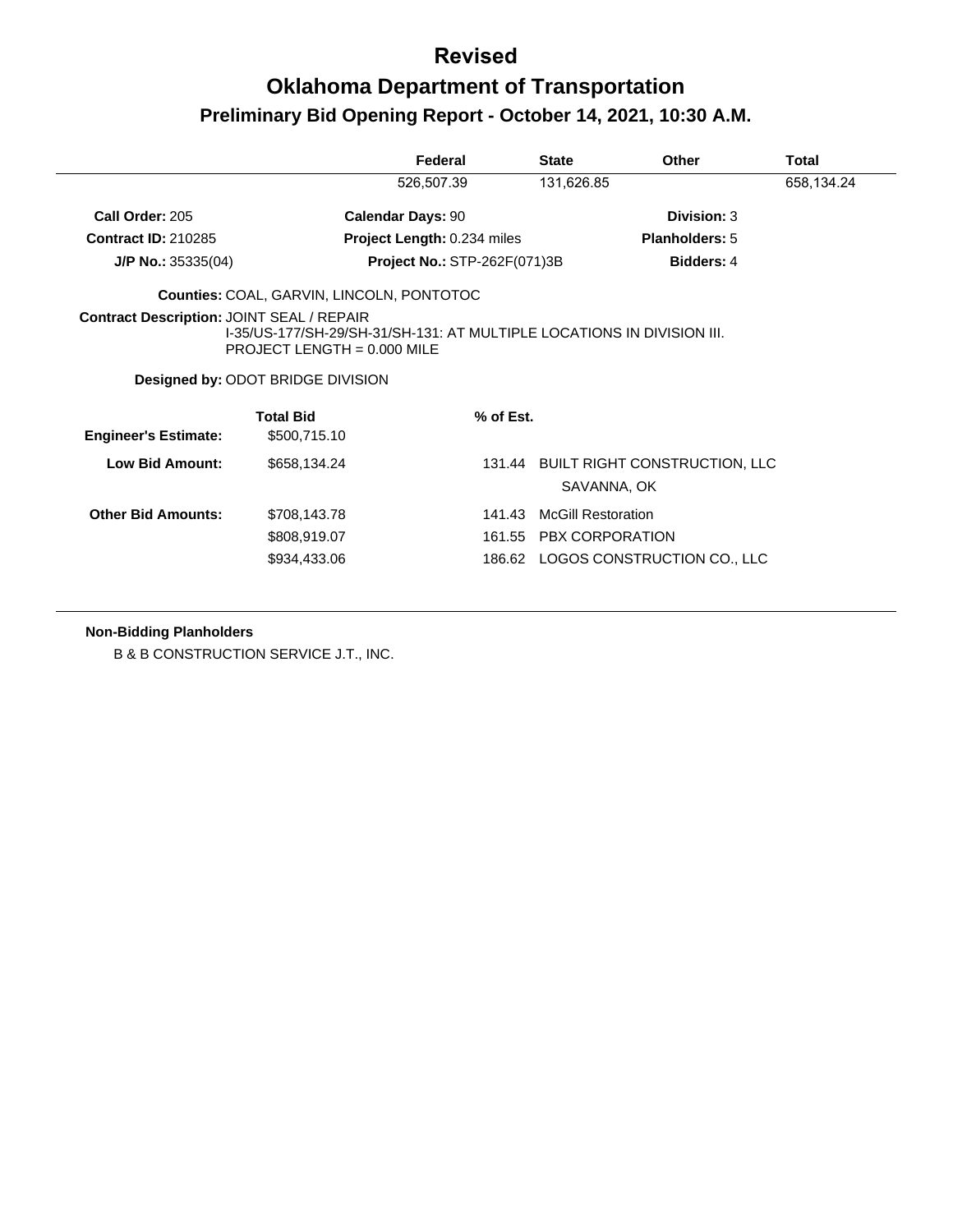# Revised

# Oklahoma Department of Transportation

## Preliminary Bid Opening Report - October 14, 2021, 10:30 A.M.

| | Federal | State | Other | Total |
|---|---|---|---|---|
| | 526,507.39 | 131,626.85 | | 658,134.24 |

**Call Order:** 205 | **Calendar Days:** 90 | **Division:** 3

**Contract ID:** 210285 | **Project Length:** 0.234 miles | **Planholders:** 5

**J/P No.:** 35335(04) | **Project No.:** STP-262F(071)3B | **Bidders:** 4

**Counties:** COAL, GARVIN, LINCOLN, PONTOTOC

**Contract Description:** JOINT SEAL / REPAIR
I-35/US-177/SH-29/SH-31/SH-131: AT MULTIPLE LOCATIONS IN DIVISION III.
PROJECT LENGTH = 0.000 MILE

**Designed by:** ODOT BRIDGE DIVISION

| | Total Bid | % of Est. | |
|---|---|---|---|
| **Engineer's Estimate:** | $500,715.10 | | |
| **Low Bid Amount:** | $658,134.24 | 131.44 | BUILT RIGHT CONSTRUCTION, LLC<br>SAVANNA, OK |
| **Other Bid Amounts:** | $708,143.78 | 141.43 | McGill Restoration |
| | $808,919.07 | 161.55 | PBX CORPORATION |
| | $934,433.06 | 186.62 | LOGOS CONSTRUCTION CO., LLC |

**Non-Bidding Planholders**

B & B CONSTRUCTION SERVICE J.T., INC.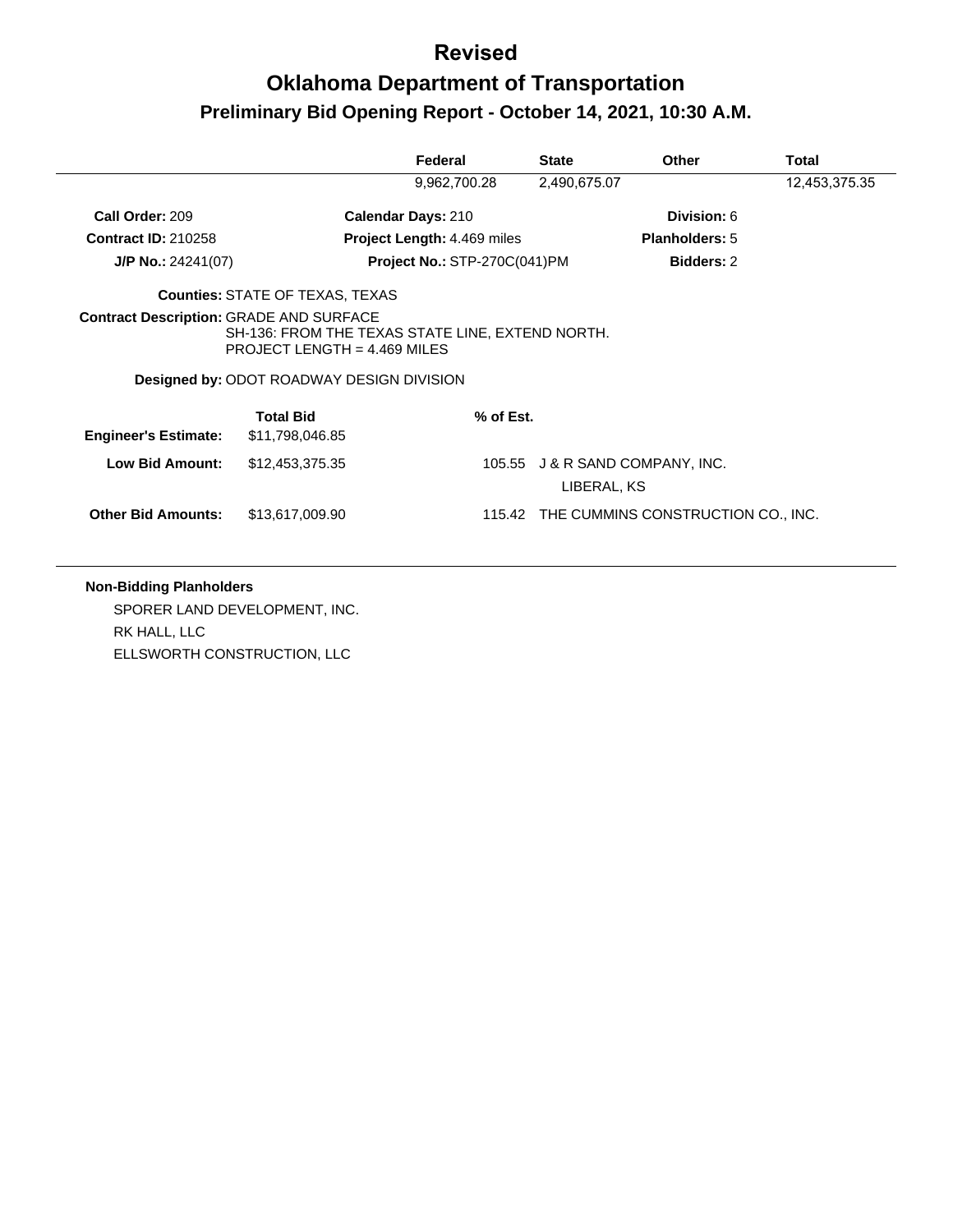# Revised

# Oklahoma Department of Transportation

## Preliminary Bid Opening Report - October 14, 2021, 10:30 A.M.

| | Federal | State | Other | Total |
|---|---|---|---|---|
| | 9,962,700.28 | 2,490,675.07 | | 12,453,375.35 |

**Call Order:** 209 | **Calendar Days:** 210 | **Division:** 6

**Contract ID:** 210258 | **Project Length:** 4.469 miles | **Planholders:** 5

**J/P No.:** 24241(07) | **Project No.:** STP-270C(041)PM | **Bidders:** 2

**Counties:** STATE OF TEXAS, TEXAS

**Contract Description:** GRADE AND SURFACE
SH-136: FROM THE TEXAS STATE LINE, EXTEND NORTH.
PROJECT LENGTH = 4.469 MILES

**Designed by:** ODOT ROADWAY DESIGN DIVISION

| | Total Bid | % of Est. | |
|---|---|---|---|
| **Engineer's Estimate:** | $11,798,046.85 | | |
| **Low Bid Amount:** | $12,453,375.35 | 105.55 | J & R SAND COMPANY, INC.<br>LIBERAL, KS |
| **Other Bid Amounts:** | $13,617,009.90 | 115.42 | THE CUMMINS CONSTRUCTION CO., INC. |

**Non-Bidding Planholders**

SPORER LAND DEVELOPMENT, INC.
RK HALL, LLC
ELLSWORTH CONSTRUCTION, LLC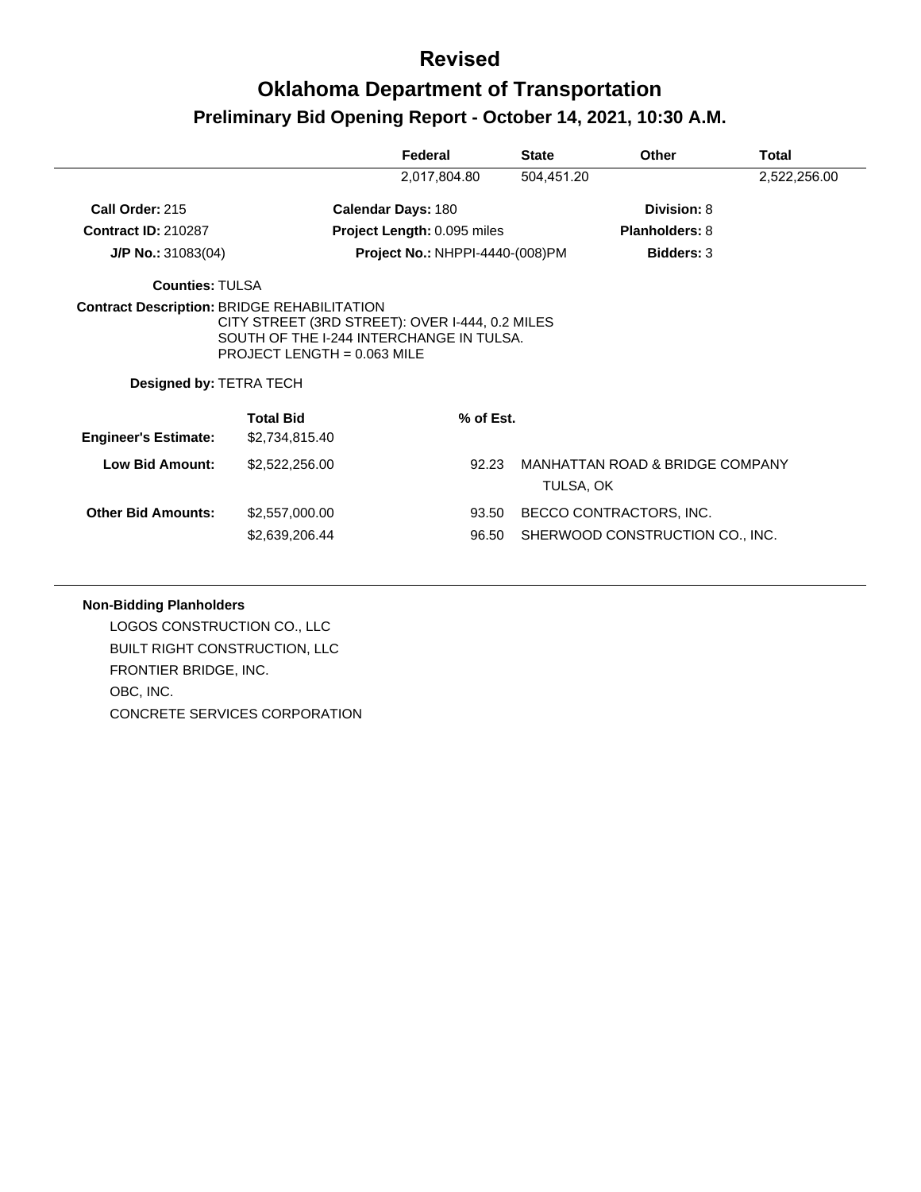# Revised

# Oklahoma Department of Transportation

## Preliminary Bid Opening Report - October 14, 2021, 10:30 A.M.

| | Federal | State | Other | Total |
|---|---|---|---|---|
| | 2,017,804.80 | 504,451.20 | | 2,522,256.00 |

**Call Order:** 215 **Calendar Days:** 180 **Division:** 8

**Contract ID:** 210287 **Project Length:** 0.095 miles **Planholders:** 8

**J/P No.:** 31083(04) **Project No.:** NHPPI-4440-(008)PM **Bidders:** 3

**Counties:** TULSA

**Contract Description:** BRIDGE REHABILITATION
CITY STREET (3RD STREET): OVER I-444, 0.2 MILES SOUTH OF THE I-244 INTERCHANGE IN TULSA.
PROJECT LENGTH = 0.063 MILE

**Designed by:** TETRA TECH

| | Total Bid | % of Est. | |
|---|---|---|---|
| **Engineer's Estimate:** | $2,734,815.40 | | |
| **Low Bid Amount:** | $2,522,256.00 | 92.23 | MANHATTAN ROAD & BRIDGE COMPANY<br>TULSA, OK |
| **Other Bid Amounts:** | $2,557,000.00 | 93.50 | BECCO CONTRACTORS, INC. |
| | $2,639,206.44 | 96.50 | SHERWOOD CONSTRUCTION CO., INC. |

**Non-Bidding Planholders**

LOGOS CONSTRUCTION CO., LLC
BUILT RIGHT CONSTRUCTION, LLC
FRONTIER BRIDGE, INC.
OBC, INC.
CONCRETE SERVICES CORPORATION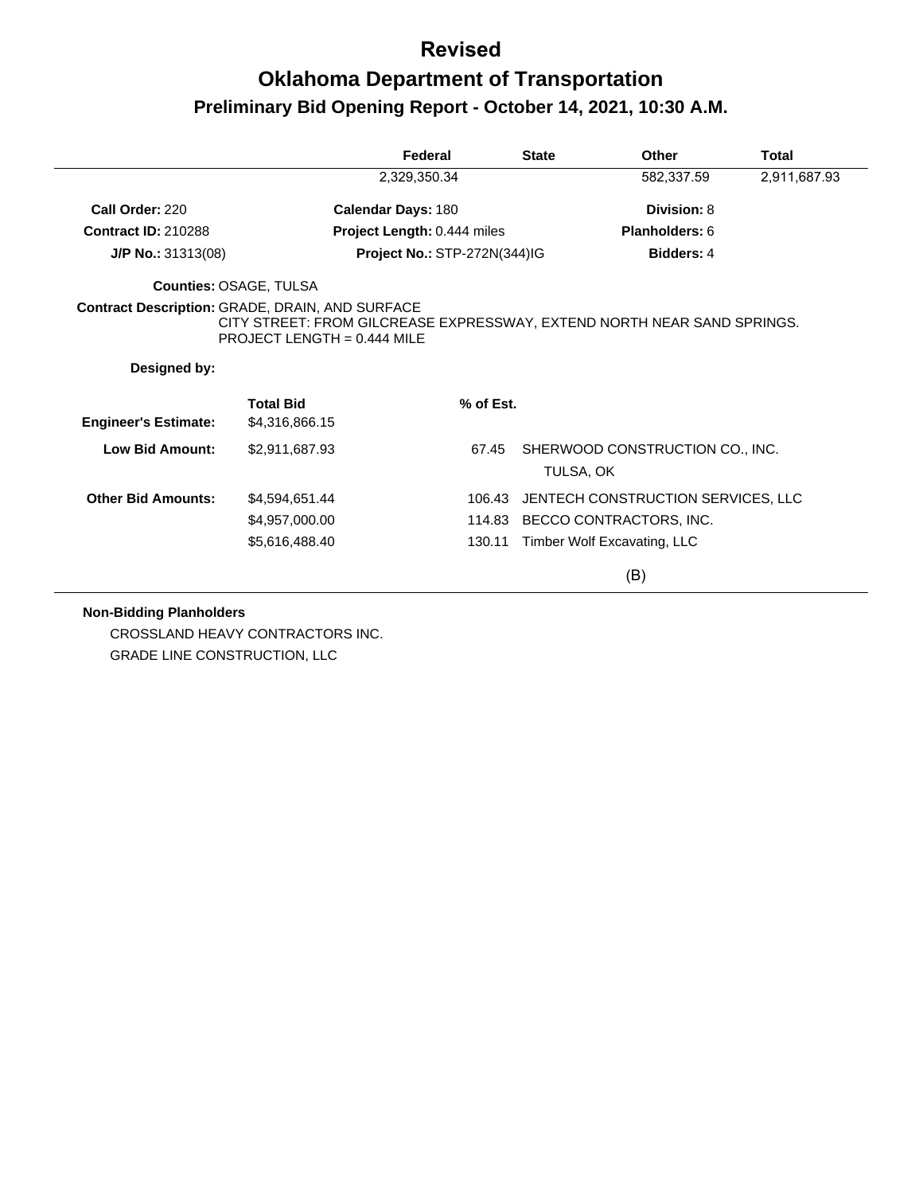# Revised

# Oklahoma Department of Transportation

## Preliminary Bid Opening Report - October 14, 2021, 10:30 A.M.

| Federal | State | Other | Total |
|---|---|---|---|
| 2,329,350.34 | | 582,337.59 | 2,911,687.93 |

**Call Order:** 220 **Calendar Days:** 180 **Division:** 8

**Contract ID:** 210288 **Project Length:** 0.444 miles **Planholders:** 6

**J/P No.:** 31313(08) **Project No.:** STP-272N(344)IG **Bidders:** 4

**Counties:** OSAGE, TULSA

**Contract Description:** GRADE, DRAIN, AND SURFACE
CITY STREET: FROM GILCREASE EXPRESSWAY, EXTEND NORTH NEAR SAND SPRINGS.
PROJECT LENGTH = 0.444 MILE

**Designed by:**

| | Total Bid | % of Est. | |
|---|---|---|---|
| **Engineer's Estimate:** | $4,316,866.15 | | |
| **Low Bid Amount:** | $2,911,687.93 | 67.45 | SHERWOOD CONSTRUCTION CO., INC.<br>TULSA, OK |
| **Other Bid Amounts:** | $4,594,651.44 | 106.43 | JENTECH CONSTRUCTION SERVICES, LLC |
| | $4,957,000.00 | 114.83 | BECCO CONTRACTORS, INC. |
| | $5,616,488.40 | 130.11 | Timber Wolf Excavating, LLC |

(B)

**Non-Bidding Planholders**

CROSSLAND HEAVY CONTRACTORS INC.
GRADE LINE CONSTRUCTION, LLC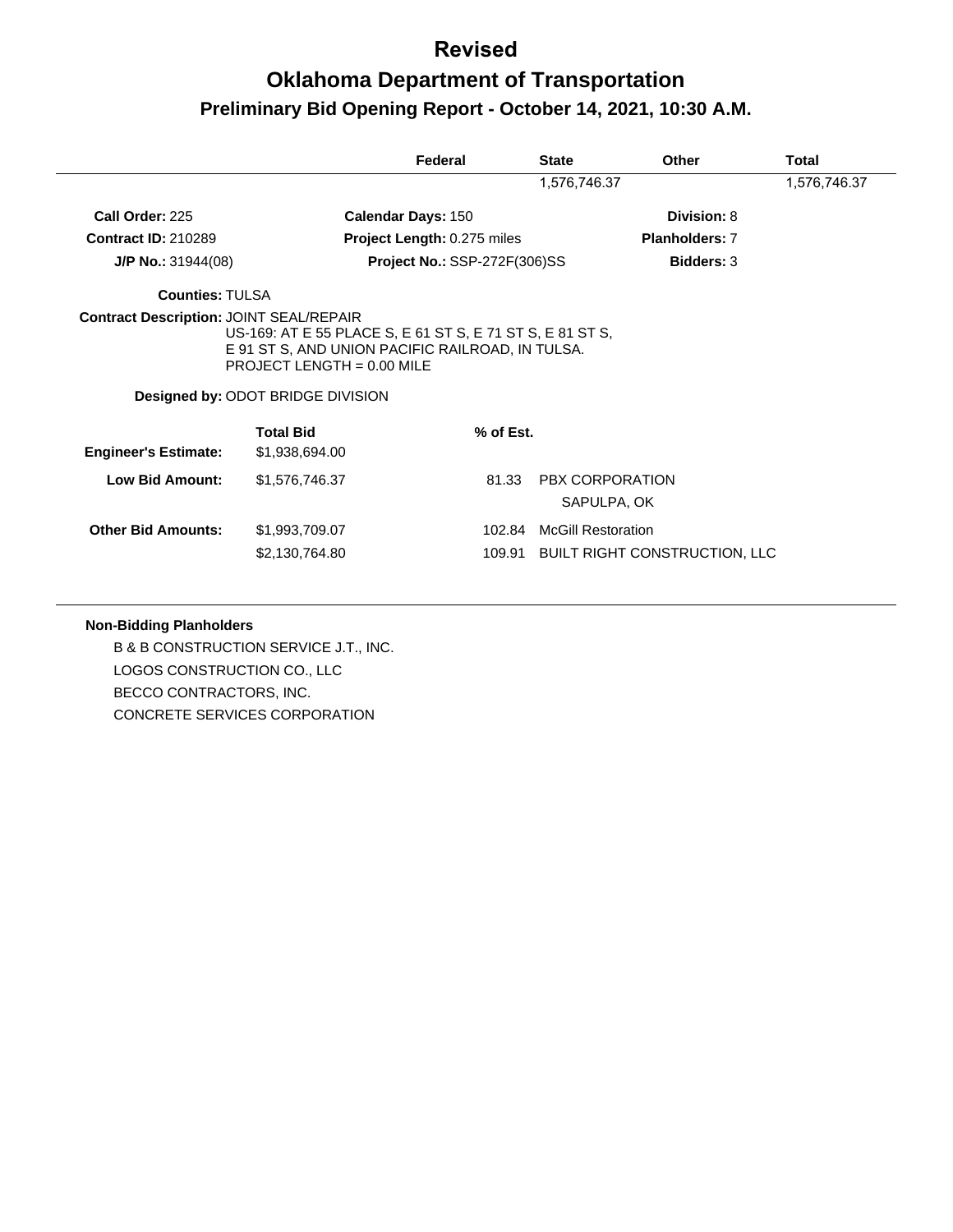# Revised

# Oklahoma Department of Transportation

## Preliminary Bid Opening Report - October 14, 2021, 10:30 A.M.

| | Federal | State | Other | Total |
|---|---|---|---|---|
| | | 1,576,746.37 | | 1,576,746.37 |

**Call Order:** 225 **Calendar Days:** 150 **Division:** 8

**Contract ID:** 210289 **Project Length:** 0.275 miles **Planholders:** 7

**J/P No.:** 31944(08) **Project No.:** SSP-272F(306)SS **Bidders:** 3

**Counties:** TULSA

**Contract Description:** JOINT SEAL/REPAIR
US-169: AT E 55 PLACE S, E 61 ST S, E 71 ST S, E 81 ST S, E 91 ST S, AND UNION PACIFIC RAILROAD, IN TULSA.
PROJECT LENGTH = 0.00 MILE

**Designed by:** ODOT BRIDGE DIVISION

| | Total Bid | % of Est. | |
|---|---|---|---|
| **Engineer's Estimate:** | $1,938,694.00 | | |
| **Low Bid Amount:** | $1,576,746.37 | 81.33 | PBX CORPORATION SAPULPA, OK |
| **Other Bid Amounts:** | $1,993,709.07 | 102.84 | McGill Restoration |
| | $2,130,764.80 | 109.91 | BUILT RIGHT CONSTRUCTION, LLC |

**Non-Bidding Planholders**

B & B CONSTRUCTION SERVICE J.T., INC.
LOGOS CONSTRUCTION CO., LLC
BECCO CONTRACTORS, INC.
CONCRETE SERVICES CORPORATION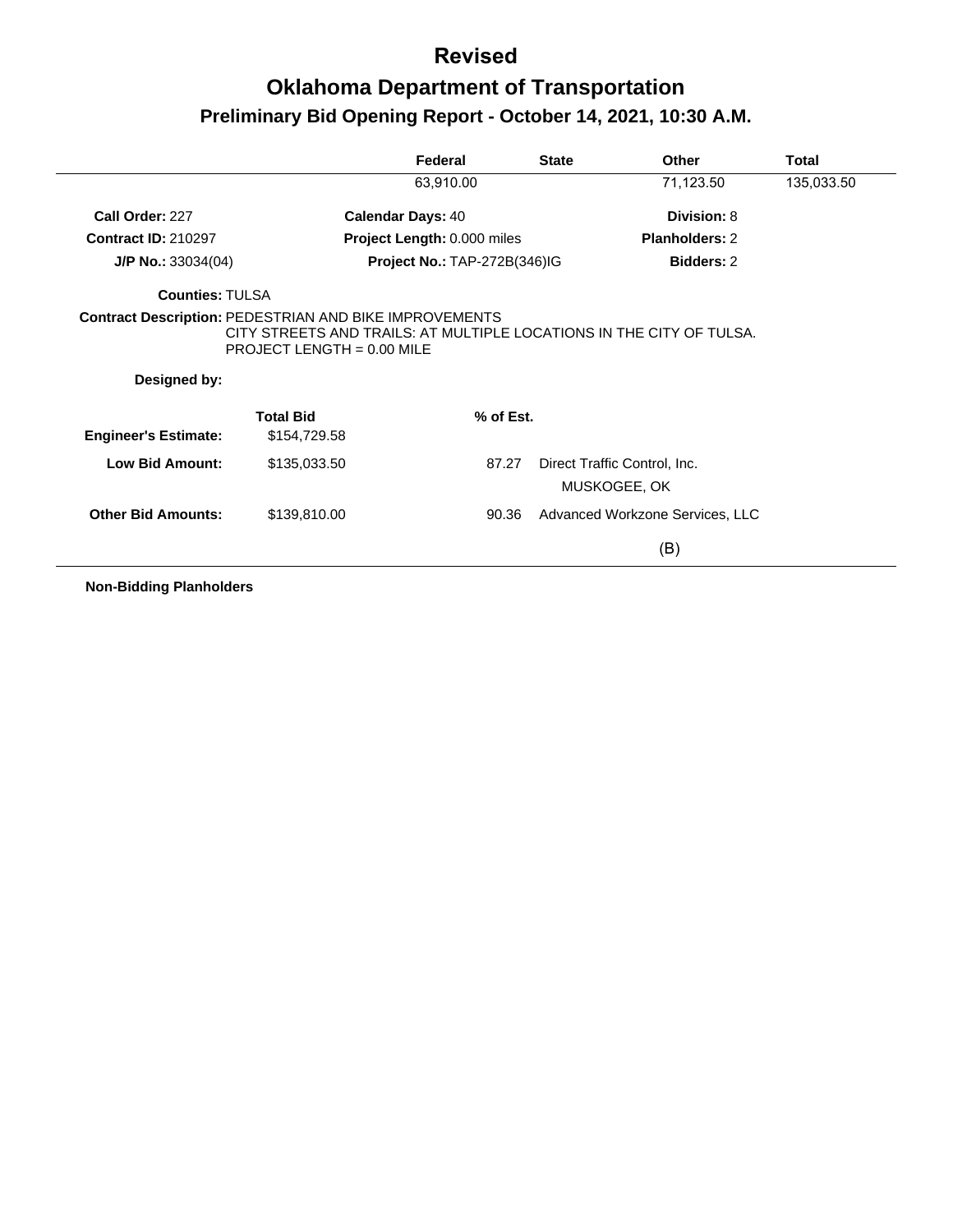# Revised

# Oklahoma Department of Transportation

## Preliminary Bid Opening Report - October 14, 2021, 10:30 A.M.

| Federal | State | Other | Total |
|---|---|---|---|
| 63,910.00 | | 71,123.50 | 135,033.50 |

**Call Order:** 227 **Calendar Days:** 40 **Division:** 8

**Contract ID:** 210297 **Project Length:** 0.000 miles **Planholders:** 2

**J/P No.:** 33034(04) **Project No.:** TAP-272B(346)IG **Bidders:** 2

**Counties:** TULSA

**Contract Description:** PEDESTRIAN AND BIKE IMPROVEMENTS
CITY STREETS AND TRAILS: AT MULTIPLE LOCATIONS IN THE CITY OF TULSA.
PROJECT LENGTH = 0.00 MILE

**Designed by:**

| | Total Bid | % of Est. | |
|---|---|---|---|
| **Engineer's Estimate:** | $154,729.58 | | |
| **Low Bid Amount:** | $135,033.50 | 87.27 | Direct Traffic Control, Inc.<br>MUSKOGEE, OK |
| **Other Bid Amounts:** | $139,810.00 | 90.36 | Advanced Workzone Services, LLC<br>(B) |

**Non-Bidding Planholders**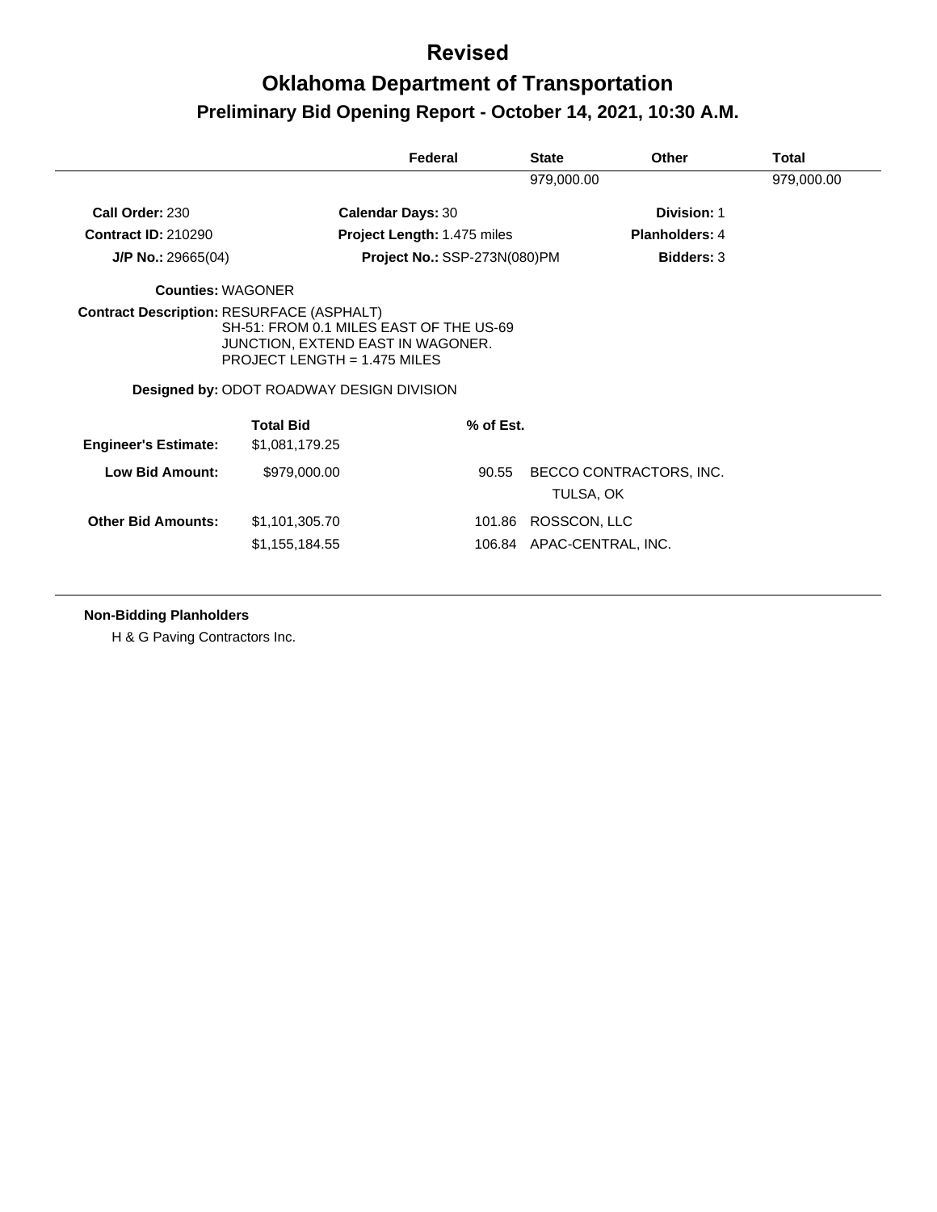# Revised

# Oklahoma Department of Transportation

## Preliminary Bid Opening Report - October 14, 2021, 10:30 A.M.

| | Federal | State | Other | Total |
|---|---|---|---|---|
| | | 979,000.00 | | 979,000.00 |

**Call Order:** 230 | **Calendar Days:** 30 | **Division:** 1

**Contract ID:** 210290 | **Project Length:** 1.475 miles | **Planholders:** 4

**J/P No.:** 29665(04) | **Project No.:** SSP-273N(080)PM | **Bidders:** 3

**Counties:** WAGONER

**Contract Description:** RESURFACE (ASPHALT)
SH-51: FROM 0.1 MILES EAST OF THE US-69 JUNCTION, EXTEND EAST IN WAGONER.
PROJECT LENGTH = 1.475 MILES

**Designed by:** ODOT ROADWAY DESIGN DIVISION

| | Total Bid | % of Est. | |
|---|---|---|---|
| **Engineer's Estimate:** | $1,081,179.25 | | |
| **Low Bid Amount:** | $979,000.00 | 90.55 | BECCO CONTRACTORS, INC. TULSA, OK |
| **Other Bid Amounts:** | $1,101,305.70 | 101.86 | ROSSCON, LLC |
| | $1,155,184.55 | 106.84 | APAC-CENTRAL, INC. |

**Non-Bidding Planholders**

H & G Paving Contractors Inc.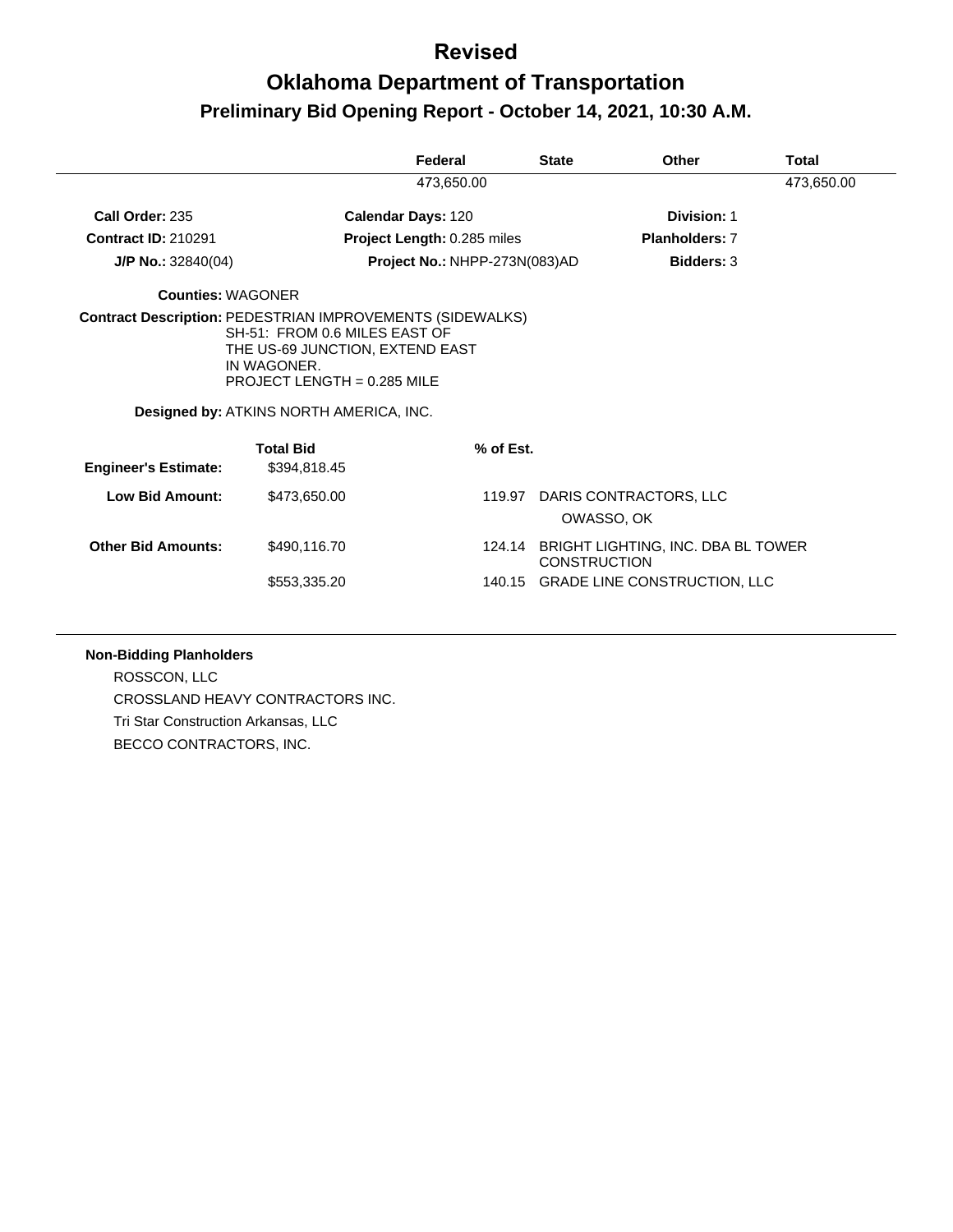# Revised

# Oklahoma Department of Transportation

## Preliminary Bid Opening Report - October 14, 2021, 10:30 A.M.

| Federal | State | Other | Total |
|---|---|---|---|
| 473,650.00 | | | 473,650.00 |

**Call Order:** 235 | **Calendar Days:** 120 | **Division:** 1

**Contract ID:** 210291 | **Project Length:** 0.285 miles | **Planholders:** 7

**J/P No.:** 32840(04) | **Project No.:** NHPP-273N(083)AD | **Bidders:** 3

**Counties:** WAGONER

**Contract Description:** PEDESTRIAN IMPROVEMENTS (SIDEWALKS)
SH-51: FROM 0.6 MILES EAST OF
THE US-69 JUNCTION, EXTEND EAST
IN WAGONER.
PROJECT LENGTH = 0.285 MILE

**Designed by:** ATKINS NORTH AMERICA, INC.

| | Total Bid | % of Est. | |
|---|---|---|---|
| **Engineer's Estimate:** | $394,818.45 | | |
| **Low Bid Amount:** | $473,650.00 | 119.97 | DARIS CONTRACTORS, LLC<br>OWASSO, OK |
| **Other Bid Amounts:** | $490,116.70 | 124.14 | BRIGHT LIGHTING, INC. DBA BL TOWER CONSTRUCTION |
| | $553,335.20 | 140.15 | GRADE LINE CONSTRUCTION, LLC |

**Non-Bidding Planholders**

ROSSCON, LLC
CROSSLAND HEAVY CONTRACTORS INC.
Tri Star Construction Arkansas, LLC
BECCO CONTRACTORS, INC.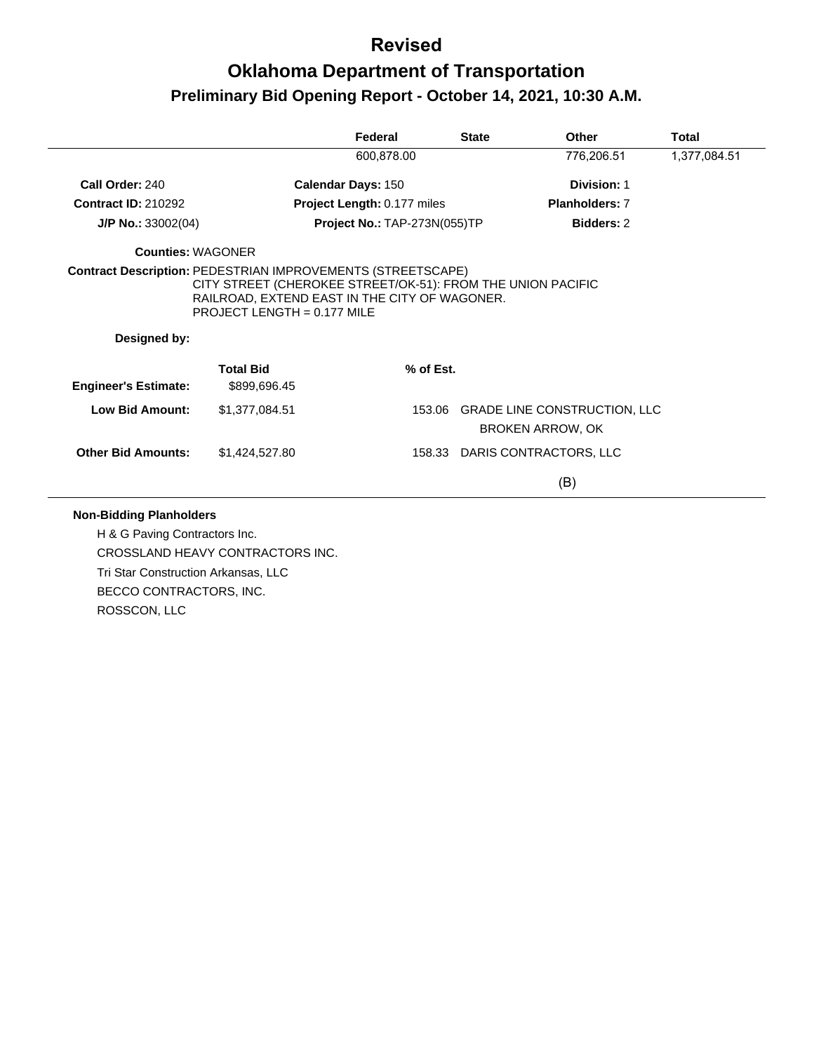# Revised

# Oklahoma Department of Transportation

## Preliminary Bid Opening Report - October 14, 2021, 10:30 A.M.

| | Federal | State | Other | Total |
|---|---|---|---|---|
| | 600,878.00 | | 776,206.51 | 1,377,084.51 |

**Call Order:** 240　　**Calendar Days:** 150　　**Division:** 1

**Contract ID:** 210292　　**Project Length:** 0.177 miles　　**Planholders:** 7

**J/P No.:** 33002(04)　　**Project No.:** TAP-273N(055)TP　　**Bidders:** 2

**Counties:** WAGONER

**Contract Description:** PEDESTRIAN IMPROVEMENTS (STREETSCAPE)
CITY STREET (CHEROKEE STREET/OK-51): FROM THE UNION PACIFIC RAILROAD, EXTEND EAST IN THE CITY OF WAGONER.
PROJECT LENGTH = 0.177 MILE

**Designed by:**

| | Total Bid | % of Est. | |
|---|---|---|---|
| **Engineer's Estimate:** | $899,696.45 | | |
| **Low Bid Amount:** | $1,377,084.51 | 153.06 | GRADE LINE CONSTRUCTION, LLC<br>BROKEN ARROW, OK |
| **Other Bid Amounts:** | $1,424,527.80 | 158.33 | DARIS CONTRACTORS, LLC<br>(B) |

**Non-Bidding Planholders**

H & G Paving Contractors Inc.
CROSSLAND HEAVY CONTRACTORS INC.
Tri Star Construction Arkansas, LLC
BECCO CONTRACTORS, INC.
ROSSCON, LLC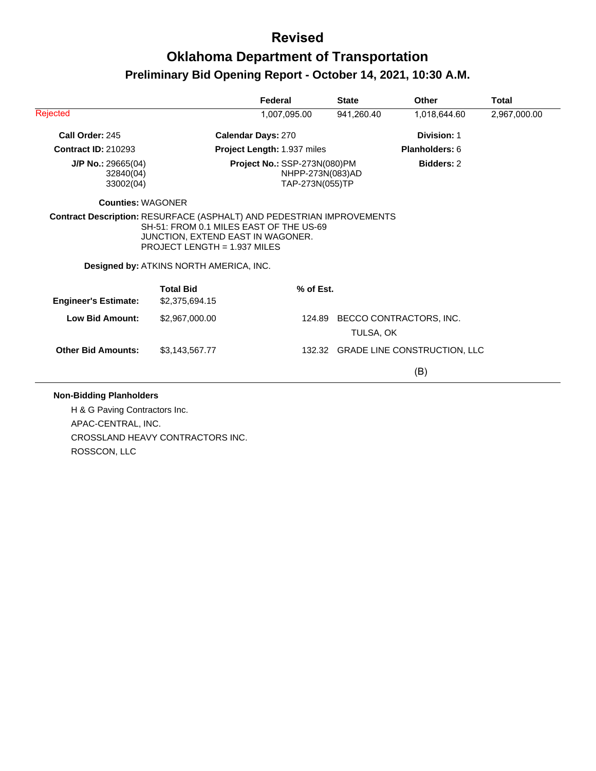# Revised

## Oklahoma Department of Transportation

### Preliminary Bid Opening Report - October 14, 2021, 10:30 A.M.

| | Federal | State | Other | Total |
|---|---|---|---|---|
| Rejected | 1,007,095.00 | 941,260.40 | 1,018,644.60 | 2,967,000.00 |

**Call Order:** 245 | **Calendar Days:** 270 | **Division:** 1

**Contract ID:** 210293 | **Project Length:** 1.937 miles | **Planholders:** 6

**J/P No.:** 29665(04), 32840(04), 33002(04) | **Project No.:** SSP-273N(080)PM, NHPP-273N(083)AD, TAP-273N(055)TP | **Bidders:** 2

**Counties:** WAGONER

**Contract Description:** RESURFACE (ASPHALT) AND PEDESTRIAN IMPROVEMENTS SH-51: FROM 0.1 MILES EAST OF THE US-69 JUNCTION, EXTEND EAST IN WAGONER. PROJECT LENGTH = 1.937 MILES

**Designed by:** ATKINS NORTH AMERICA, INC.

| | Total Bid | % of Est. | |
|---|---|---|---|
| **Engineer's Estimate:** | $2,375,694.15 | | |
| **Low Bid Amount:** | $2,967,000.00 | 124.89 | BECCO CONTRACTORS, INC. TULSA, OK |
| **Other Bid Amounts:** | $3,143,567.77 | 132.32 | GRADE LINE CONSTRUCTION, LLC (B) |

**Non-Bidding Planholders**

H & G Paving Contractors Inc.
APAC-CENTRAL, INC.
CROSSLAND HEAVY CONTRACTORS INC.
ROSSCON, LLC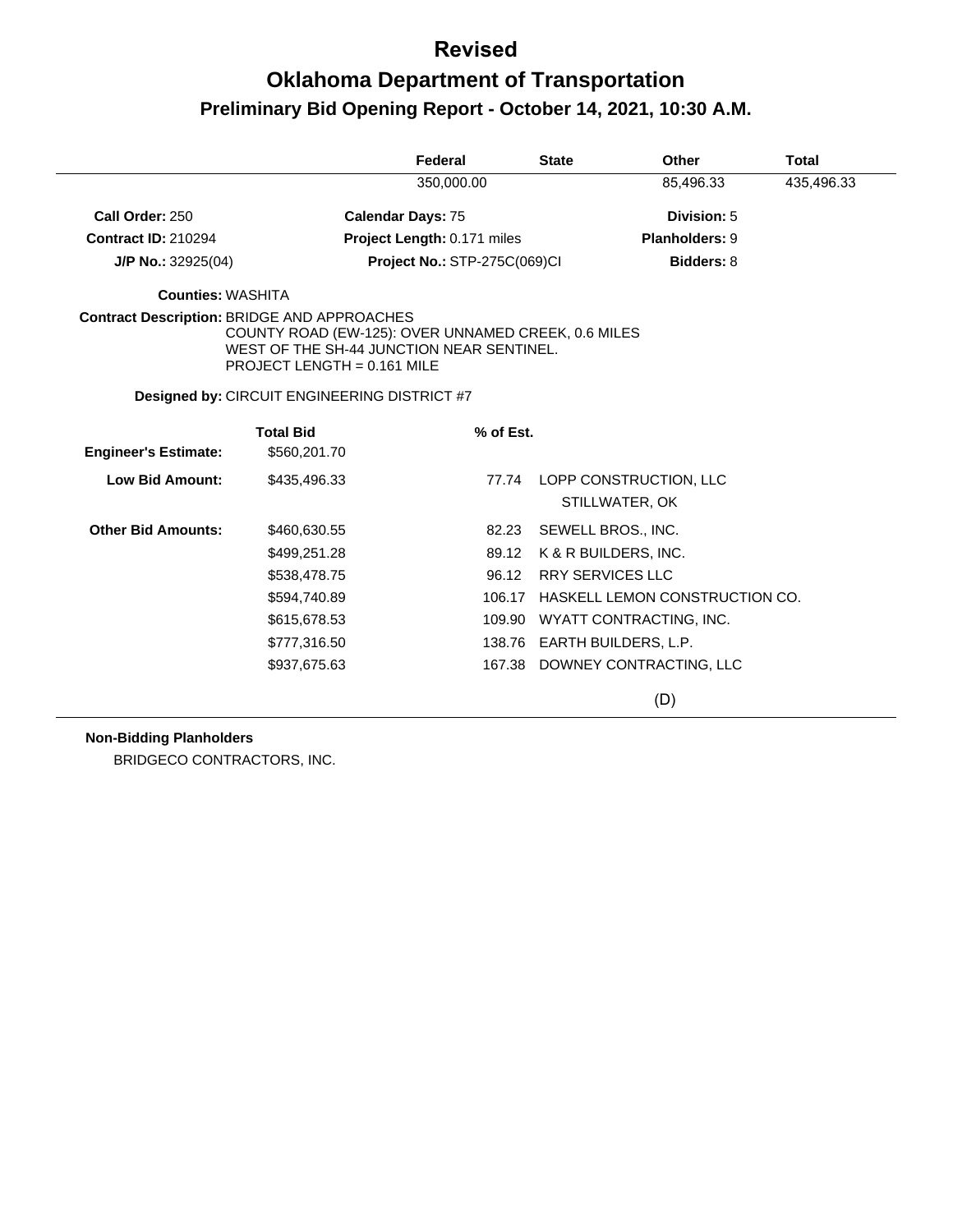# Revised

# Oklahoma Department of Transportation

## Preliminary Bid Opening Report - October 14, 2021, 10:30 A.M.

| | Federal | State | Other | Total |
|---|---|---|---|---|
| | 350,000.00 | | 85,496.33 | 435,496.33 |

**Call Order:** 250 **Calendar Days:** 75 **Division:** 5

**Contract ID:** 210294 **Project Length:** 0.171 miles **Planholders:** 9

**J/P No.:** 32925(04) **Project No.:** STP-275C(069)CI **Bidders:** 8

**Counties:** WASHITA

**Contract Description:** BRIDGE AND APPROACHES
COUNTY ROAD (EW-125): OVER UNNAMED CREEK, 0.6 MILES WEST OF THE SH-44 JUNCTION NEAR SENTINEL.
PROJECT LENGTH = 0.161 MILE

**Designed by:** CIRCUIT ENGINEERING DISTRICT #7

| | Total Bid | % of Est. | |
|---|---|---|---|
| **Engineer's Estimate:** | $560,201.70 | | |
| **Low Bid Amount:** | $435,496.33 | 77.74 | LOPP CONSTRUCTION, LLC<br>STILLWATER, OK |
| **Other Bid Amounts:** | $460,630.55 | 82.23 | SEWELL BROS., INC. |
| | $499,251.28 | 89.12 | K & R BUILDERS, INC. |
| | $538,478.75 | 96.12 | RRY SERVICES LLC |
| | $594,740.89 | 106.17 | HASKELL LEMON CONSTRUCTION CO. |
| | $615,678.53 | 109.90 | WYATT CONTRACTING, INC. |
| | $777,316.50 | 138.76 | EARTH BUILDERS, L.P. |
| | $937,675.63 | 167.38 | DOWNEY CONTRACTING, LLC |

(D)

**Non-Bidding Planholders**

BRIDGECO CONTRACTORS, INC.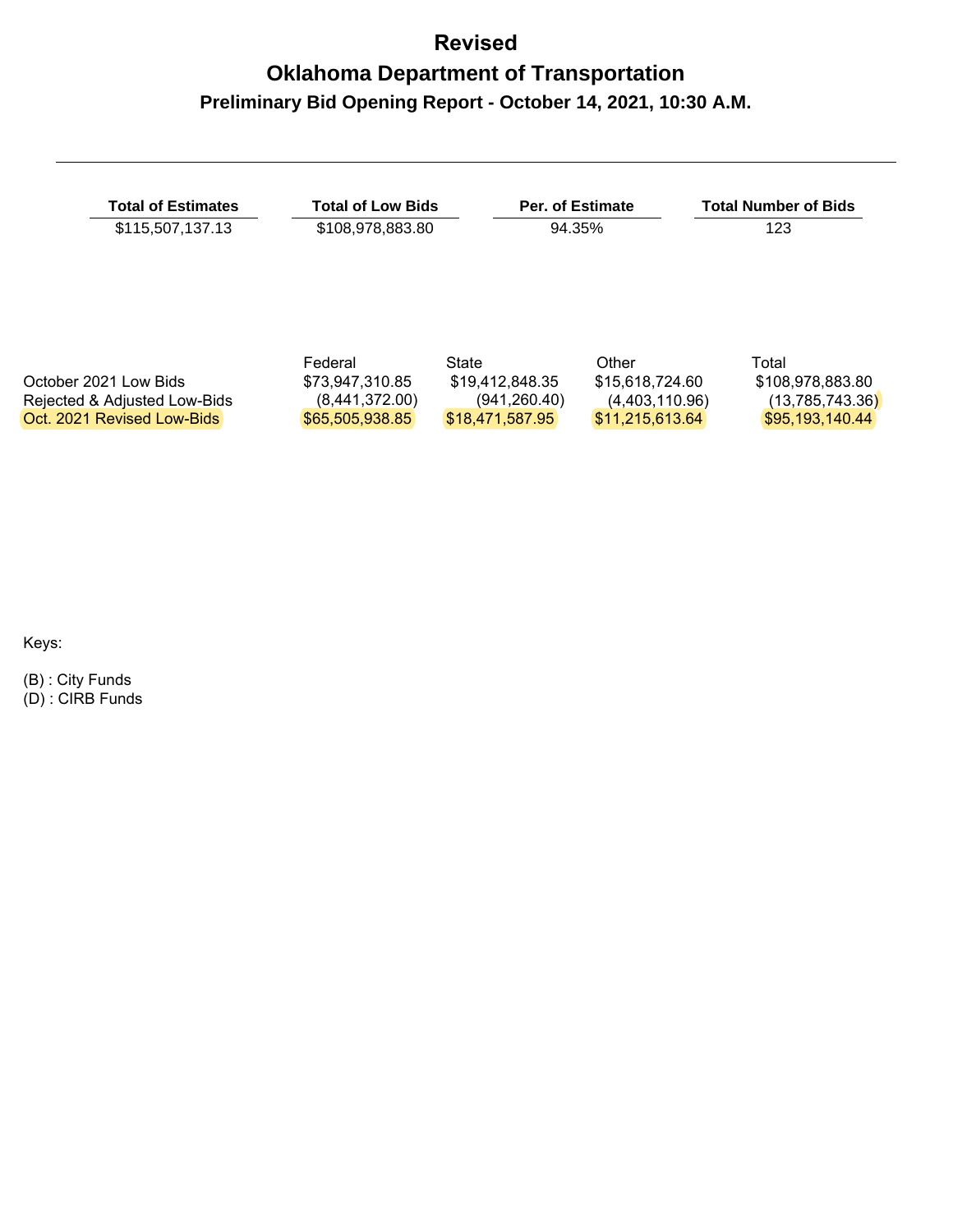# Revised

## Oklahoma Department of Transportation

### Preliminary Bid Opening Report - October 14, 2021, 10:30 A.M.

| Total of Estimates | Total of Low Bids | Per. of Estimate | Total Number of Bids |
|---|---|---|---|
| $115,507,137.13 | $108,978,883.80 | 94.35% | 123 |

| | Federal | State | Other | Total |
|---|---|---|---|---|
| October 2021 Low Bids | $73,947,310.85 | $19,412,848.35 | $15,618,724.60 | $108,978,883.80 |
| Rejected & Adjusted Low-Bids | (8,441,372.00) | (941,260.40) | (4,403,110.96) | (13,785,743.36) |
| Oct. 2021 Revised Low-Bids | $65,505,938.85 | $18,471,587.95 | $11,215,613.64 | $95,193,140.44 |

Keys:

(B) : City Funds
(D) : CIRB Funds